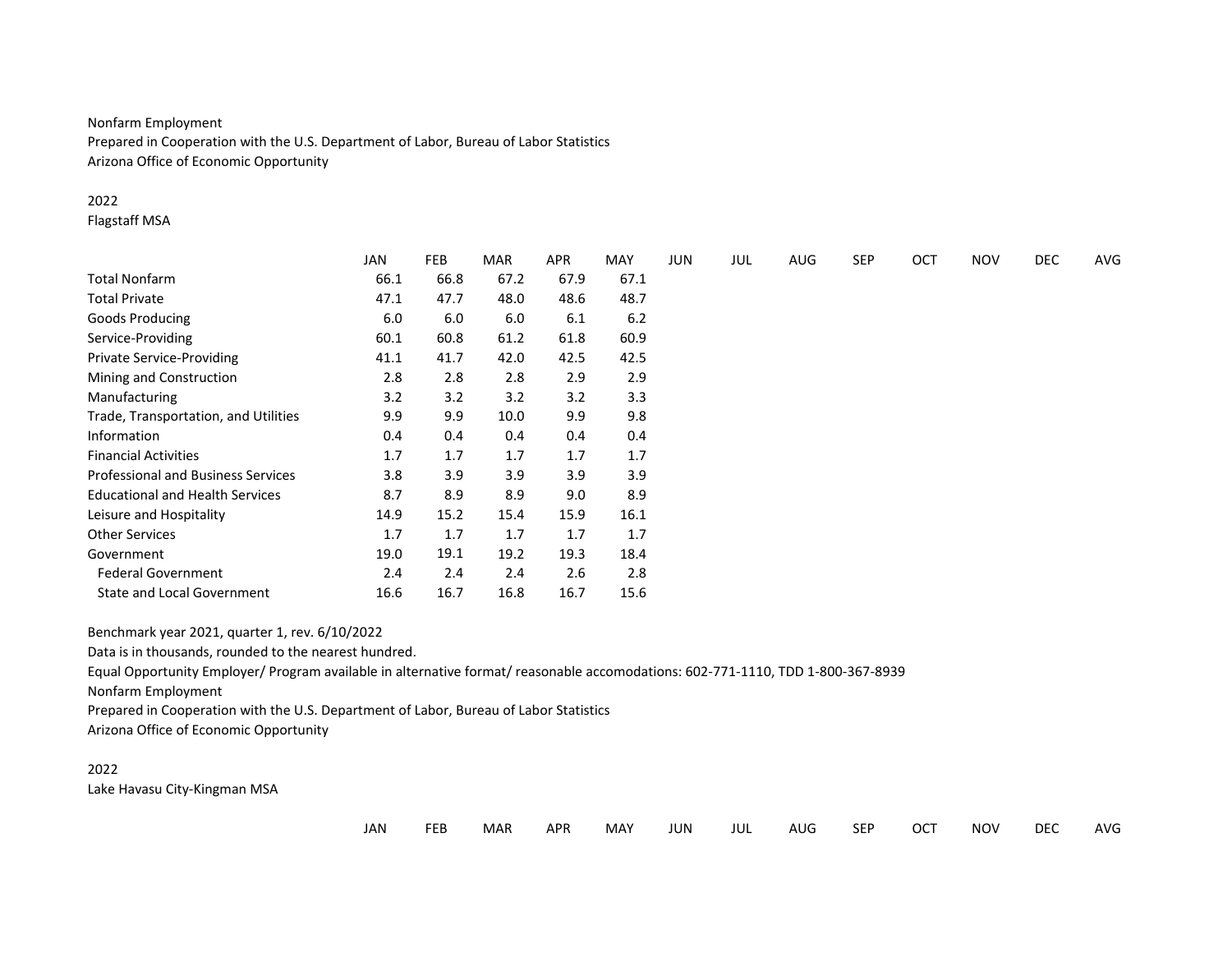Nonfarm Employment

Prepared in Cooperation with the U.S. Department of Labor, Bureau of Labor Statistics

Arizona Office of Economic Opportunity

2022

Flagstaff MSA

| | JAN | FEB | MAR | APR | MAY | JUN | JUL | AUG | SEP | OCT | NOV | DEC | AVG |
|---|---|---|---|---|---|---|---|---|---|---|---|---|---|
| Total Nonfarm | 66.1 | 66.8 | 67.2 | 67.9 | 67.1 | | | | | | | | |
| Total Private | 47.1 | 47.7 | 48.0 | 48.6 | 48.7 | | | | | | | | |
| Goods Producing | 6.0 | 6.0 | 6.0 | 6.1 | 6.2 | | | | | | | | |
| Service-Providing | 60.1 | 60.8 | 61.2 | 61.8 | 60.9 | | | | | | | | |
| Private Service-Providing | 41.1 | 41.7 | 42.0 | 42.5 | 42.5 | | | | | | | | |
| Mining and Construction | 2.8 | 2.8 | 2.8 | 2.9 | 2.9 | | | | | | | | |
| Manufacturing | 3.2 | 3.2 | 3.2 | 3.2 | 3.3 | | | | | | | | |
| Trade, Transportation, and Utilities | 9.9 | 9.9 | 10.0 | 9.9 | 9.8 | | | | | | | | |
| Information | 0.4 | 0.4 | 0.4 | 0.4 | 0.4 | | | | | | | | |
| Financial Activities | 1.7 | 1.7 | 1.7 | 1.7 | 1.7 | | | | | | | | |
| Professional and Business Services | 3.8 | 3.9 | 3.9 | 3.9 | 3.9 | | | | | | | | |
| Educational and Health Services | 8.7 | 8.9 | 8.9 | 9.0 | 8.9 | | | | | | | | |
| Leisure and Hospitality | 14.9 | 15.2 | 15.4 | 15.9 | 16.1 | | | | | | | | |
| Other Services | 1.7 | 1.7 | 1.7 | 1.7 | 1.7 | | | | | | | | |
| Government | 19.0 | 19.1 | 19.2 | 19.3 | 18.4 | | | | | | | | |
| Federal Government | 2.4 | 2.4 | 2.4 | 2.6 | 2.8 | | | | | | | | |
| State and Local Government | 16.6 | 16.7 | 16.8 | 16.7 | 15.6 | | | | | | | | |

Benchmark year 2021, quarter 1, rev. 6/10/2022

Data is in thousands, rounded to the nearest hundred.

Equal Opportunity Employer/ Program available in alternative format/ reasonable accomodations: 602-771-1110, TDD 1-800-367-8939

Nonfarm Employment

Prepared in Cooperation with the U.S. Department of Labor, Bureau of Labor Statistics

Arizona Office of Economic Opportunity

2022

Lake Havasu City-Kingman MSA

| | JAN | FEB | MAR | APR | MAY | JUN | JUL | AUG | SEP | OCT | NOV | DEC | AVG |
|---|---|---|---|---|---|---|---|---|---|---|---|---|---|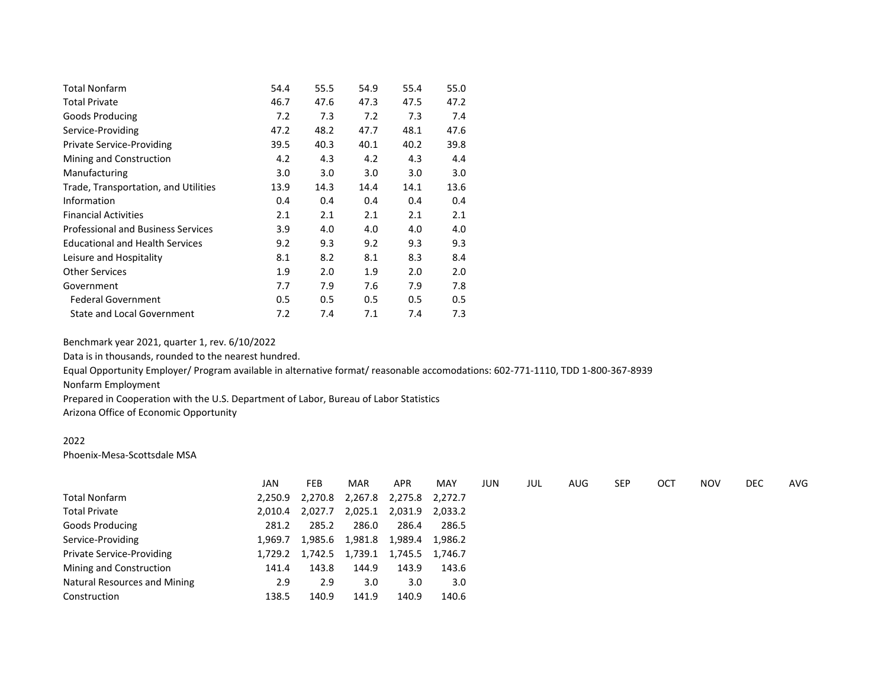| | JAN | FEB | MAR | APR | MAY |
|---|---|---|---|---|---|
| Total Nonfarm | 54.4 | 55.5 | 54.9 | 55.4 | 55.0 |
| Total Private | 46.7 | 47.6 | 47.3 | 47.5 | 47.2 |
| Goods Producing | 7.2 | 7.3 | 7.2 | 7.3 | 7.4 |
| Service-Providing | 47.2 | 48.2 | 47.7 | 48.1 | 47.6 |
| Private Service-Providing | 39.5 | 40.3 | 40.1 | 40.2 | 39.8 |
| Mining and Construction | 4.2 | 4.3 | 4.2 | 4.3 | 4.4 |
| Manufacturing | 3.0 | 3.0 | 3.0 | 3.0 | 3.0 |
| Trade, Transportation, and Utilities | 13.9 | 14.3 | 14.4 | 14.1 | 13.6 |
| Information | 0.4 | 0.4 | 0.4 | 0.4 | 0.4 |
| Financial Activities | 2.1 | 2.1 | 2.1 | 2.1 | 2.1 |
| Professional and Business Services | 3.9 | 4.0 | 4.0 | 4.0 | 4.0 |
| Educational and Health Services | 9.2 | 9.3 | 9.2 | 9.3 | 9.3 |
| Leisure and Hospitality | 8.1 | 8.2 | 8.1 | 8.3 | 8.4 |
| Other Services | 1.9 | 2.0 | 1.9 | 2.0 | 2.0 |
| Government | 7.7 | 7.9 | 7.6 | 7.9 | 7.8 |
| Federal Government | 0.5 | 0.5 | 0.5 | 0.5 | 0.5 |
| State and Local Government | 7.2 | 7.4 | 7.1 | 7.4 | 7.3 |

Benchmark year 2021, quarter 1, rev. 6/10/2022

Data is in thousands, rounded to the nearest hundred.

Equal Opportunity Employer/ Program available in alternative format/ reasonable accomodations: 602-771-1110, TDD 1-800-367-8939

Nonfarm Employment

Prepared in Cooperation with the U.S. Department of Labor, Bureau of Labor Statistics

Arizona Office of Economic Opportunity

2022

Phoenix-Mesa-Scottsdale MSA

| | JAN | FEB | MAR | APR | MAY | JUN | JUL | AUG | SEP | OCT | NOV | DEC | AVG |
|---|---|---|---|---|---|---|---|---|---|---|---|---|---|
| Total Nonfarm | 2,250.9 | 2,270.8 | 2,267.8 | 2,275.8 | 2,272.7 | | | | | | | | |
| Total Private | 2,010.4 | 2,027.7 | 2,025.1 | 2,031.9 | 2,033.2 | | | | | | | | |
| Goods Producing | 281.2 | 285.2 | 286.0 | 286.4 | 286.5 | | | | | | | | |
| Service-Providing | 1,969.7 | 1,985.6 | 1,981.8 | 1,989.4 | 1,986.2 | | | | | | | | |
| Private Service-Providing | 1,729.2 | 1,742.5 | 1,739.1 | 1,745.5 | 1,746.7 | | | | | | | | |
| Mining and Construction | 141.4 | 143.8 | 144.9 | 143.9 | 143.6 | | | | | | | | |
| Natural Resources and Mining | 2.9 | 2.9 | 3.0 | 3.0 | 3.0 | | | | | | | | |
| Construction | 138.5 | 140.9 | 141.9 | 140.9 | 140.6 | | | | | | | | |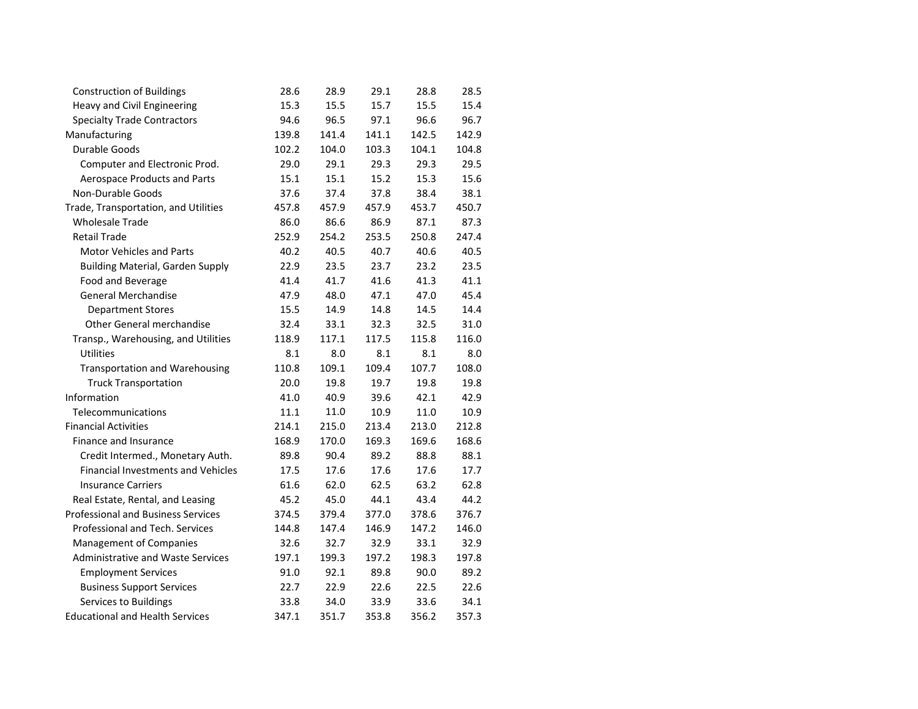| | | | | | |
|---|---|---|---|---|---|
| Construction of Buildings | 28.6 | 28.9 | 29.1 | 28.8 | 28.5 |
| Heavy and Civil Engineering | 15.3 | 15.5 | 15.7 | 15.5 | 15.4 |
| Specialty Trade Contractors | 94.6 | 96.5 | 97.1 | 96.6 | 96.7 |
| Manufacturing | 139.8 | 141.4 | 141.1 | 142.5 | 142.9 |
| Durable Goods | 102.2 | 104.0 | 103.3 | 104.1 | 104.8 |
| Computer and Electronic Prod. | 29.0 | 29.1 | 29.3 | 29.3 | 29.5 |
| Aerospace Products and Parts | 15.1 | 15.1 | 15.2 | 15.3 | 15.6 |
| Non-Durable Goods | 37.6 | 37.4 | 37.8 | 38.4 | 38.1 |
| Trade, Transportation, and Utilities | 457.8 | 457.9 | 457.9 | 453.7 | 450.7 |
| Wholesale Trade | 86.0 | 86.6 | 86.9 | 87.1 | 87.3 |
| Retail Trade | 252.9 | 254.2 | 253.5 | 250.8 | 247.4 |
| Motor Vehicles and Parts | 40.2 | 40.5 | 40.7 | 40.6 | 40.5 |
| Building Material, Garden Supply | 22.9 | 23.5 | 23.7 | 23.2 | 23.5 |
| Food and Beverage | 41.4 | 41.7 | 41.6 | 41.3 | 41.1 |
| General Merchandise | 47.9 | 48.0 | 47.1 | 47.0 | 45.4 |
| Department Stores | 15.5 | 14.9 | 14.8 | 14.5 | 14.4 |
| Other General merchandise | 32.4 | 33.1 | 32.3 | 32.5 | 31.0 |
| Transp., Warehousing, and Utilities | 118.9 | 117.1 | 117.5 | 115.8 | 116.0 |
| Utilities | 8.1 | 8.0 | 8.1 | 8.1 | 8.0 |
| Transportation and Warehousing | 110.8 | 109.1 | 109.4 | 107.7 | 108.0 |
| Truck Transportation | 20.0 | 19.8 | 19.7 | 19.8 | 19.8 |
| Information | 41.0 | 40.9 | 39.6 | 42.1 | 42.9 |
| Telecommunications | 11.1 | 11.0 | 10.9 | 11.0 | 10.9 |
| Financial Activities | 214.1 | 215.0 | 213.4 | 213.0 | 212.8 |
| Finance and Insurance | 168.9 | 170.0 | 169.3 | 169.6 | 168.6 |
| Credit Intermed., Monetary Auth. | 89.8 | 90.4 | 89.2 | 88.8 | 88.1 |
| Financial Investments and Vehicles | 17.5 | 17.6 | 17.6 | 17.6 | 17.7 |
| Insurance Carriers | 61.6 | 62.0 | 62.5 | 63.2 | 62.8 |
| Real Estate, Rental, and Leasing | 45.2 | 45.0 | 44.1 | 43.4 | 44.2 |
| Professional and Business Services | 374.5 | 379.4 | 377.0 | 378.6 | 376.7 |
| Professional and Tech. Services | 144.8 | 147.4 | 146.9 | 147.2 | 146.0 |
| Management of Companies | 32.6 | 32.7 | 32.9 | 33.1 | 32.9 |
| Administrative and Waste Services | 197.1 | 199.3 | 197.2 | 198.3 | 197.8 |
| Employment Services | 91.0 | 92.1 | 89.8 | 90.0 | 89.2 |
| Business Support Services | 22.7 | 22.9 | 22.6 | 22.5 | 22.6 |
| Services to Buildings | 33.8 | 34.0 | 33.9 | 33.6 | 34.1 |
| Educational and Health Services | 347.1 | 351.7 | 353.8 | 356.2 | 357.3 |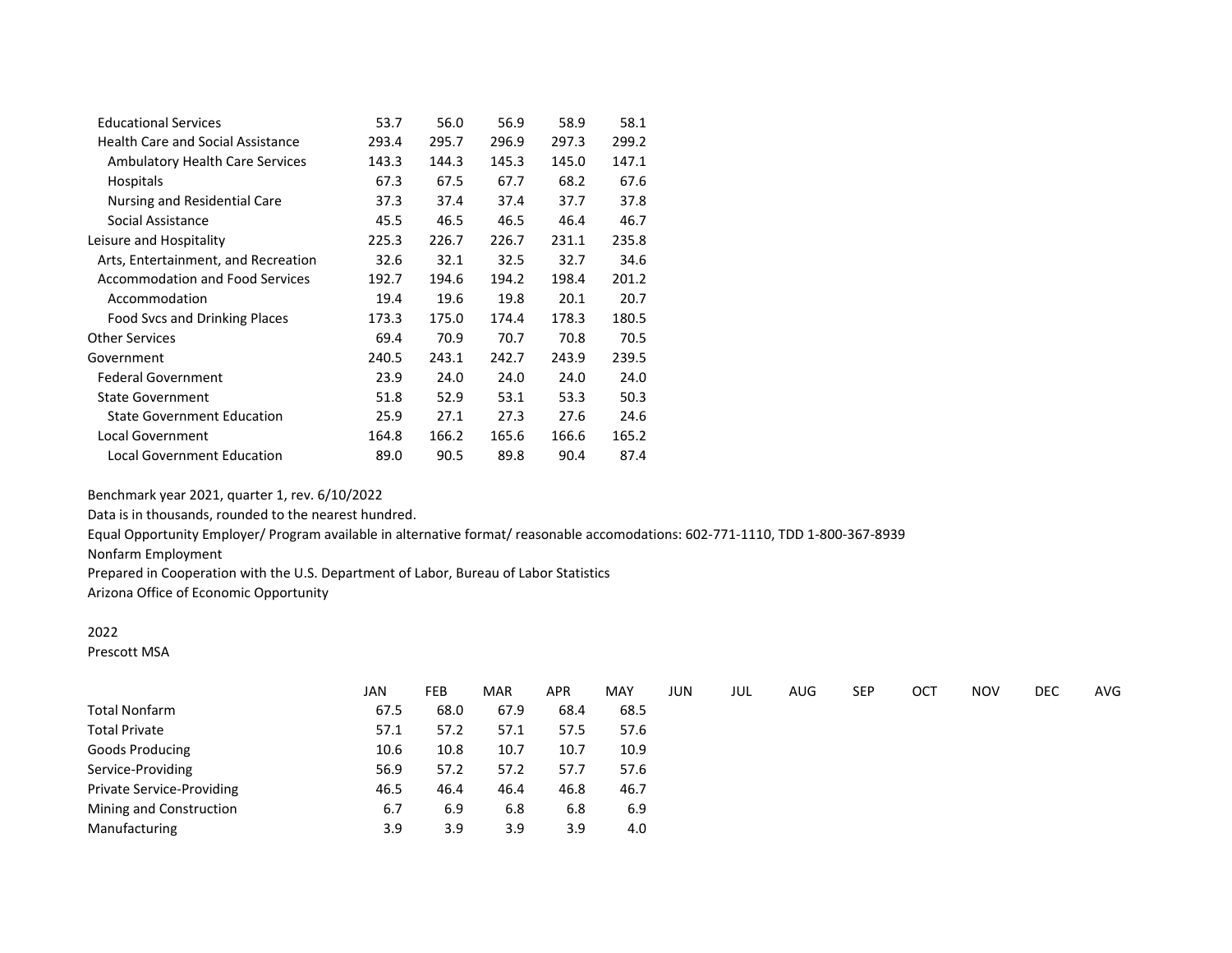|  |  |  |  |  |  |
|---|---|---|---|---|---|
| Educational Services | 53.7 | 56.0 | 56.9 | 58.9 | 58.1 |
| Health Care and Social Assistance | 293.4 | 295.7 | 296.9 | 297.3 | 299.2 |
| Ambulatory Health Care Services | 143.3 | 144.3 | 145.3 | 145.0 | 147.1 |
| Hospitals | 67.3 | 67.5 | 67.7 | 68.2 | 67.6 |
| Nursing and Residential Care | 37.3 | 37.4 | 37.4 | 37.7 | 37.8 |
| Social Assistance | 45.5 | 46.5 | 46.5 | 46.4 | 46.7 |
| Leisure and Hospitality | 225.3 | 226.7 | 226.7 | 231.1 | 235.8 |
| Arts, Entertainment, and Recreation | 32.6 | 32.1 | 32.5 | 32.7 | 34.6 |
| Accommodation and Food Services | 192.7 | 194.6 | 194.2 | 198.4 | 201.2 |
| Accommodation | 19.4 | 19.6 | 19.8 | 20.1 | 20.7 |
| Food Svcs and Drinking Places | 173.3 | 175.0 | 174.4 | 178.3 | 180.5 |
| Other Services | 69.4 | 70.9 | 70.7 | 70.8 | 70.5 |
| Government | 240.5 | 243.1 | 242.7 | 243.9 | 239.5 |
| Federal Government | 23.9 | 24.0 | 24.0 | 24.0 | 24.0 |
| State Government | 51.8 | 52.9 | 53.1 | 53.3 | 50.3 |
| State Government Education | 25.9 | 27.1 | 27.3 | 27.6 | 24.6 |
| Local Government | 164.8 | 166.2 | 165.6 | 166.6 | 165.2 |
| Local Government Education | 89.0 | 90.5 | 89.8 | 90.4 | 87.4 |

Benchmark year 2021, quarter 1, rev. 6/10/2022

Data is in thousands, rounded to the nearest hundred.

Equal Opportunity Employer/ Program available in alternative format/ reasonable accomodations: 602-771-1110, TDD 1-800-367-8939

Nonfarm Employment

Prepared in Cooperation with the U.S. Department of Labor, Bureau of Labor Statistics

Arizona Office of Economic Opportunity

2022

Prescott MSA

|  | JAN | FEB | MAR | APR | MAY | JUN | JUL | AUG | SEP | OCT | NOV | DEC | AVG |
|---|---|---|---|---|---|---|---|---|---|---|---|---|---|
| Total Nonfarm | 67.5 | 68.0 | 67.9 | 68.4 | 68.5 |  |  |  |  |  |  |  |  |
| Total Private | 57.1 | 57.2 | 57.1 | 57.5 | 57.6 |  |  |  |  |  |  |  |  |
| Goods Producing | 10.6 | 10.8 | 10.7 | 10.7 | 10.9 |  |  |  |  |  |  |  |  |
| Service-Providing | 56.9 | 57.2 | 57.2 | 57.7 | 57.6 |  |  |  |  |  |  |  |  |
| Private Service-Providing | 46.5 | 46.4 | 46.4 | 46.8 | 46.7 |  |  |  |  |  |  |  |  |
| Mining and Construction | 6.7 | 6.9 | 6.8 | 6.8 | 6.9 |  |  |  |  |  |  |  |  |
| Manufacturing | 3.9 | 3.9 | 3.9 | 3.9 | 4.0 |  |  |  |  |  |  |  |  |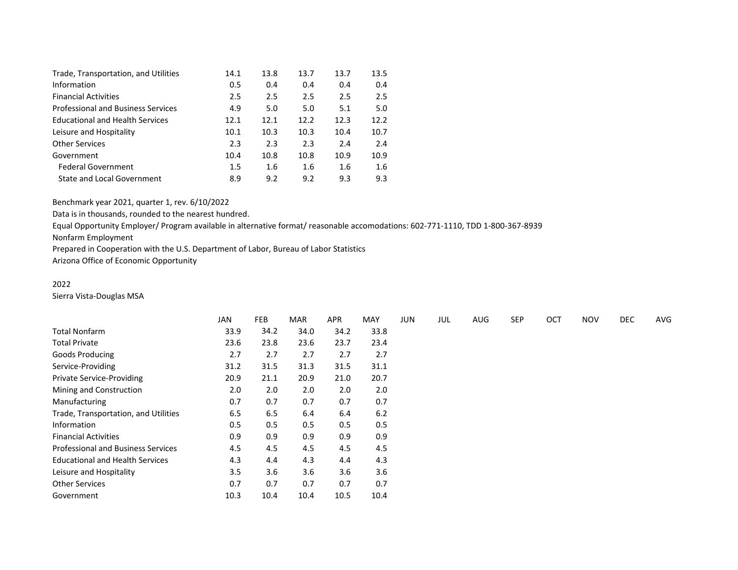| | | | | | |
|---|---|---|---|---|---|
| Trade, Transportation, and Utilities | 14.1 | 13.8 | 13.7 | 13.7 | 13.5 |
| Information | 0.5 | 0.4 | 0.4 | 0.4 | 0.4 |
| Financial Activities | 2.5 | 2.5 | 2.5 | 2.5 | 2.5 |
| Professional and Business Services | 4.9 | 5.0 | 5.0 | 5.1 | 5.0 |
| Educational and Health Services | 12.1 | 12.1 | 12.2 | 12.3 | 12.2 |
| Leisure and Hospitality | 10.1 | 10.3 | 10.3 | 10.4 | 10.7 |
| Other Services | 2.3 | 2.3 | 2.3 | 2.4 | 2.4 |
| Government | 10.4 | 10.8 | 10.8 | 10.9 | 10.9 |
| Federal Government | 1.5 | 1.6 | 1.6 | 1.6 | 1.6 |
| State and Local Government | 8.9 | 9.2 | 9.2 | 9.3 | 9.3 |

Benchmark year 2021, quarter 1, rev. 6/10/2022
Data is in thousands, rounded to the nearest hundred.
Equal Opportunity Employer/ Program available in alternative format/ reasonable accomodations: 602-771-1110, TDD 1-800-367-8939
Nonfarm Employment
Prepared in Cooperation with the U.S. Department of Labor, Bureau of Labor Statistics
Arizona Office of Economic Opportunity

2022
Sierra Vista-Douglas MSA

| | JAN | FEB | MAR | APR | MAY | JUN | JUL | AUG | SEP | OCT | NOV | DEC | AVG |
|---|---|---|---|---|---|---|---|---|---|---|---|---|---|
| Total Nonfarm | 33.9 | 34.2 | 34.0 | 34.2 | 33.8 | | | | | | | | |
| Total Private | 23.6 | 23.8 | 23.6 | 23.7 | 23.4 | | | | | | | | |
| Goods Producing | 2.7 | 2.7 | 2.7 | 2.7 | 2.7 | | | | | | | | |
| Service-Providing | 31.2 | 31.5 | 31.3 | 31.5 | 31.1 | | | | | | | | |
| Private Service-Providing | 20.9 | 21.1 | 20.9 | 21.0 | 20.7 | | | | | | | | |
| Mining and Construction | 2.0 | 2.0 | 2.0 | 2.0 | 2.0 | | | | | | | | |
| Manufacturing | 0.7 | 0.7 | 0.7 | 0.7 | 0.7 | | | | | | | | |
| Trade, Transportation, and Utilities | 6.5 | 6.5 | 6.4 | 6.4 | 6.2 | | | | | | | | |
| Information | 0.5 | 0.5 | 0.5 | 0.5 | 0.5 | | | | | | | | |
| Financial Activities | 0.9 | 0.9 | 0.9 | 0.9 | 0.9 | | | | | | | | |
| Professional and Business Services | 4.5 | 4.5 | 4.5 | 4.5 | 4.5 | | | | | | | | |
| Educational and Health Services | 4.3 | 4.4 | 4.3 | 4.4 | 4.3 | | | | | | | | |
| Leisure and Hospitality | 3.5 | 3.6 | 3.6 | 3.6 | 3.6 | | | | | | | | |
| Other Services | 0.7 | 0.7 | 0.7 | 0.7 | 0.7 | | | | | | | | |
| Government | 10.3 | 10.4 | 10.4 | 10.5 | 10.4 | | | | | | | | |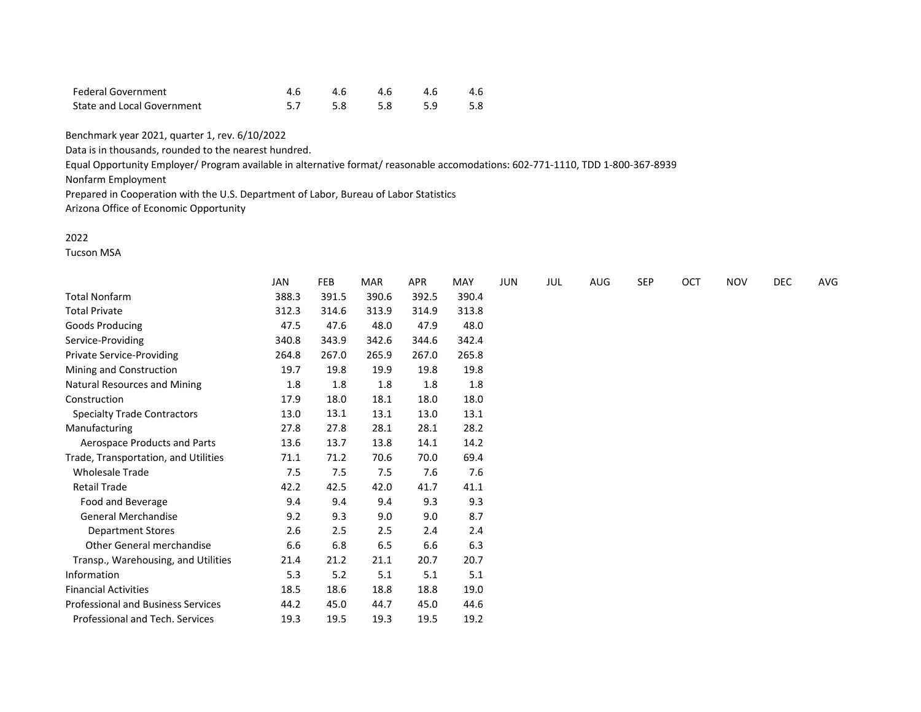| | JAN | FEB | MAR | APR | MAY |
|---|---|---|---|---|---|
| Federal Government | 4.6 | 4.6 | 4.6 | 4.6 | 4.6 |
| State and Local Government | 5.7 | 5.8 | 5.8 | 5.9 | 5.8 |

Benchmark year 2021, quarter 1, rev. 6/10/2022
Data is in thousands, rounded to the nearest hundred.
Equal Opportunity Employer/ Program available in alternative format/ reasonable accomodations: 602-771-1110, TDD 1-800-367-8939
Nonfarm Employment
Prepared in Cooperation with the U.S. Department of Labor, Bureau of Labor Statistics
Arizona Office of Economic Opportunity

2022
Tucson MSA

| | JAN | FEB | MAR | APR | MAY | JUN | JUL | AUG | SEP | OCT | NOV | DEC | AVG |
|---|---|---|---|---|---|---|---|---|---|---|---|---|---|
| Total Nonfarm | 388.3 | 391.5 | 390.6 | 392.5 | 390.4 | | | | | | | | |
| Total Private | 312.3 | 314.6 | 313.9 | 314.9 | 313.8 | | | | | | | | |
| Goods Producing | 47.5 | 47.6 | 48.0 | 47.9 | 48.0 | | | | | | | | |
| Service-Providing | 340.8 | 343.9 | 342.6 | 344.6 | 342.4 | | | | | | | | |
| Private Service-Providing | 264.8 | 267.0 | 265.9 | 267.0 | 265.8 | | | | | | | | |
| Mining and Construction | 19.7 | 19.8 | 19.9 | 19.8 | 19.8 | | | | | | | | |
| Natural Resources and Mining | 1.8 | 1.8 | 1.8 | 1.8 | 1.8 | | | | | | | | |
| Construction | 17.9 | 18.0 | 18.1 | 18.0 | 18.0 | | | | | | | | |
| Specialty Trade Contractors | 13.0 | 13.1 | 13.1 | 13.0 | 13.1 | | | | | | | | |
| Manufacturing | 27.8 | 27.8 | 28.1 | 28.1 | 28.2 | | | | | | | | |
| Aerospace Products and Parts | 13.6 | 13.7 | 13.8 | 14.1 | 14.2 | | | | | | | | |
| Trade, Transportation, and Utilities | 71.1 | 71.2 | 70.6 | 70.0 | 69.4 | | | | | | | | |
| Wholesale Trade | 7.5 | 7.5 | 7.5 | 7.6 | 7.6 | | | | | | | | |
| Retail Trade | 42.2 | 42.5 | 42.0 | 41.7 | 41.1 | | | | | | | | |
| Food and Beverage | 9.4 | 9.4 | 9.4 | 9.3 | 9.3 | | | | | | | | |
| General Merchandise | 9.2 | 9.3 | 9.0 | 9.0 | 8.7 | | | | | | | | |
| Department Stores | 2.6 | 2.5 | 2.5 | 2.4 | 2.4 | | | | | | | | |
| Other General merchandise | 6.6 | 6.8 | 6.5 | 6.6 | 6.3 | | | | | | | | |
| Transp., Warehousing, and Utilities | 21.4 | 21.2 | 21.1 | 20.7 | 20.7 | | | | | | | | |
| Information | 5.3 | 5.2 | 5.1 | 5.1 | 5.1 | | | | | | | | |
| Financial Activities | 18.5 | 18.6 | 18.8 | 18.8 | 19.0 | | | | | | | | |
| Professional and Business Services | 44.2 | 45.0 | 44.7 | 45.0 | 44.6 | | | | | | | | |
| Professional and Tech. Services | 19.3 | 19.5 | 19.3 | 19.5 | 19.2 | | | | | | | | |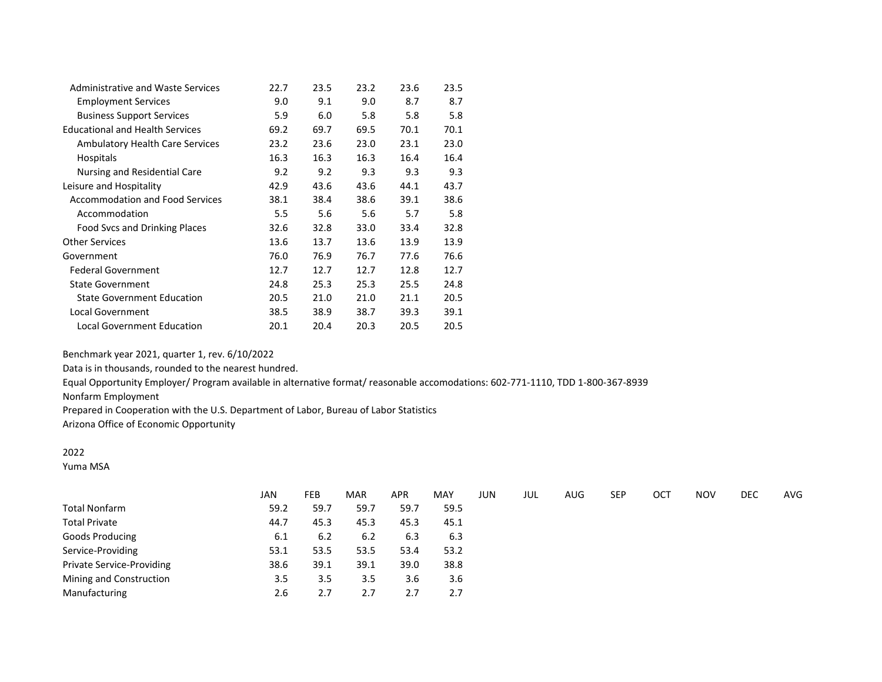| | | | | | |
|---|---|---|---|---|---|
| Administrative and Waste Services | 22.7 | 23.5 | 23.2 | 23.6 | 23.5 |
| Employment Services | 9.0 | 9.1 | 9.0 | 8.7 | 8.7 |
| Business Support Services | 5.9 | 6.0 | 5.8 | 5.8 | 5.8 |
| Educational and Health Services | 69.2 | 69.7 | 69.5 | 70.1 | 70.1 |
| Ambulatory Health Care Services | 23.2 | 23.6 | 23.0 | 23.1 | 23.0 |
| Hospitals | 16.3 | 16.3 | 16.3 | 16.4 | 16.4 |
| Nursing and Residential Care | 9.2 | 9.2 | 9.3 | 9.3 | 9.3 |
| Leisure and Hospitality | 42.9 | 43.6 | 43.6 | 44.1 | 43.7 |
| Accommodation and Food Services | 38.1 | 38.4 | 38.6 | 39.1 | 38.6 |
| Accommodation | 5.5 | 5.6 | 5.6 | 5.7 | 5.8 |
| Food Svcs and Drinking Places | 32.6 | 32.8 | 33.0 | 33.4 | 32.8 |
| Other Services | 13.6 | 13.7 | 13.6 | 13.9 | 13.9 |
| Government | 76.0 | 76.9 | 76.7 | 77.6 | 76.6 |
| Federal Government | 12.7 | 12.7 | 12.7 | 12.8 | 12.7 |
| State Government | 24.8 | 25.3 | 25.3 | 25.5 | 24.8 |
| State Government Education | 20.5 | 21.0 | 21.0 | 21.1 | 20.5 |
| Local Government | 38.5 | 38.9 | 38.7 | 39.3 | 39.1 |
| Local Government Education | 20.1 | 20.4 | 20.3 | 20.5 | 20.5 |

Benchmark year 2021, quarter 1, rev. 6/10/2022

Data is in thousands, rounded to the nearest hundred.

Equal Opportunity Employer/ Program available in alternative format/ reasonable accomodations: 602-771-1110, TDD 1-800-367-8939

Nonfarm Employment

Prepared in Cooperation with the U.S. Department of Labor, Bureau of Labor Statistics

Arizona Office of Economic Opportunity

2022

Yuma MSA

| | JAN | FEB | MAR | APR | MAY | JUN | JUL | AUG | SEP | OCT | NOV | DEC | AVG |
|---|---|---|---|---|---|---|---|---|---|---|---|---|---|
| Total Nonfarm | 59.2 | 59.7 | 59.7 | 59.7 | 59.5 | | | | | | | | |
| Total Private | 44.7 | 45.3 | 45.3 | 45.3 | 45.1 | | | | | | | | |
| Goods Producing | 6.1 | 6.2 | 6.2 | 6.3 | 6.3 | | | | | | | | |
| Service-Providing | 53.1 | 53.5 | 53.5 | 53.4 | 53.2 | | | | | | | | |
| Private Service-Providing | 38.6 | 39.1 | 39.1 | 39.0 | 38.8 | | | | | | | | |
| Mining and Construction | 3.5 | 3.5 | 3.5 | 3.6 | 3.6 | | | | | | | | |
| Manufacturing | 2.6 | 2.7 | 2.7 | 2.7 | 2.7 | | | | | | | | |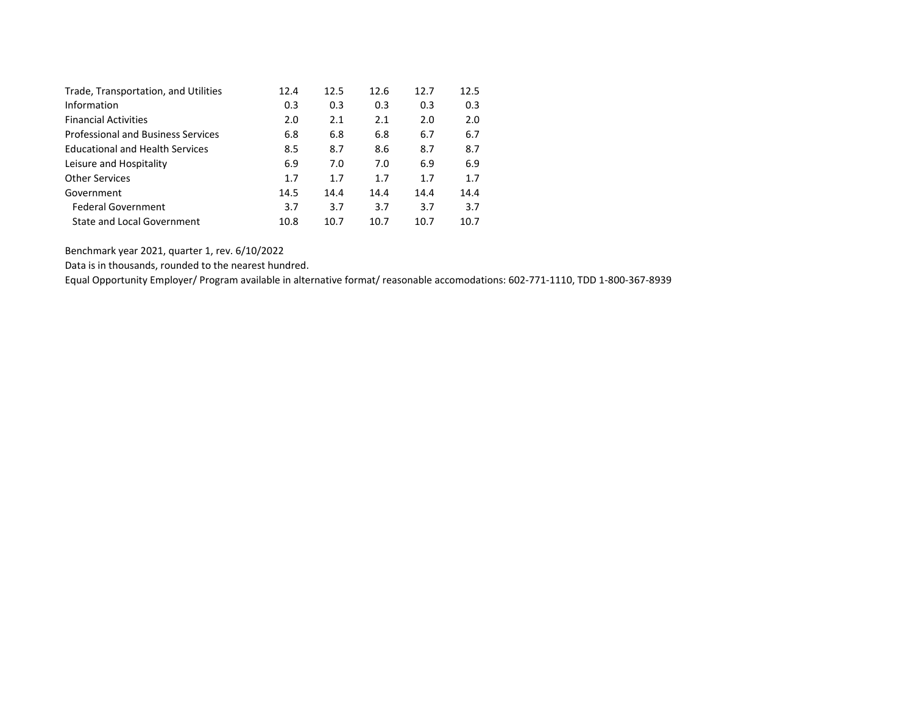| | | | | | |
|---|---|---|---|---|---|
| Trade, Transportation, and Utilities | 12.4 | 12.5 | 12.6 | 12.7 | 12.5 |
| Information | 0.3 | 0.3 | 0.3 | 0.3 | 0.3 |
| Financial Activities | 2.0 | 2.1 | 2.1 | 2.0 | 2.0 |
| Professional and Business Services | 6.8 | 6.8 | 6.8 | 6.7 | 6.7 |
| Educational and Health Services | 8.5 | 8.7 | 8.6 | 8.7 | 8.7 |
| Leisure and Hospitality | 6.9 | 7.0 | 7.0 | 6.9 | 6.9 |
| Other Services | 1.7 | 1.7 | 1.7 | 1.7 | 1.7 |
| Government | 14.5 | 14.4 | 14.4 | 14.4 | 14.4 |
| Federal Government | 3.7 | 3.7 | 3.7 | 3.7 | 3.7 |
| State and Local Government | 10.8 | 10.7 | 10.7 | 10.7 | 10.7 |

Benchmark year 2021, quarter 1, rev. 6/10/2022

Data is in thousands, rounded to the nearest hundred.

Equal Opportunity Employer/ Program available in alternative format/ reasonable accomodations: 602-771-1110, TDD 1-800-367-8939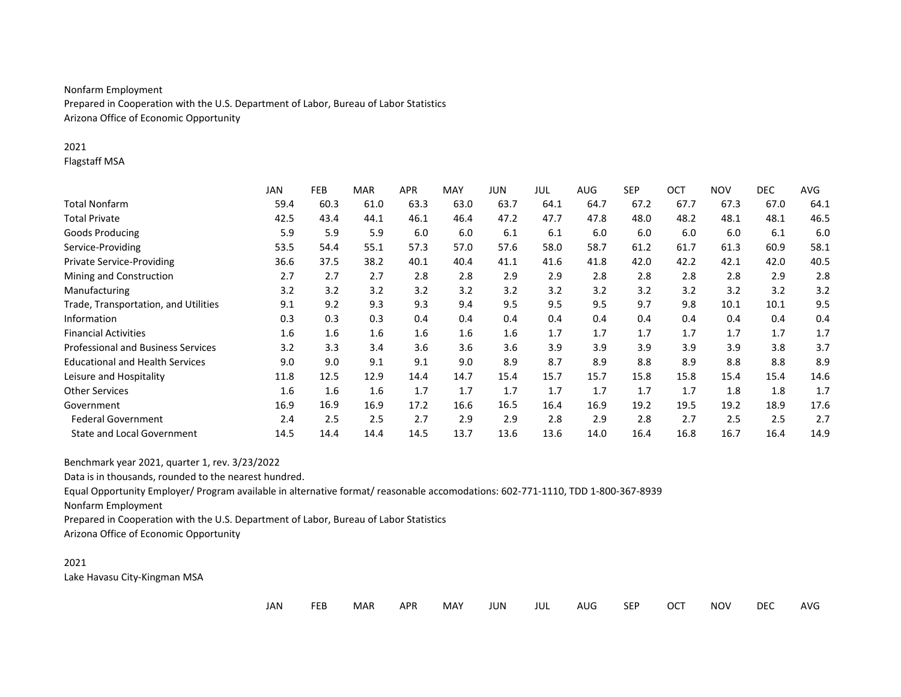Nonfarm Employment

Prepared in Cooperation with the U.S. Department of Labor, Bureau of Labor Statistics

Arizona Office of Economic Opportunity

2021

Flagstaff MSA

| | JAN | FEB | MAR | APR | MAY | JUN | JUL | AUG | SEP | OCT | NOV | DEC | AVG |
|---|---|---|---|---|---|---|---|---|---|---|---|---|---|
| Total Nonfarm | 59.4 | 60.3 | 61.0 | 63.3 | 63.0 | 63.7 | 64.1 | 64.7 | 67.2 | 67.7 | 67.3 | 67.0 | 64.1 |
| Total Private | 42.5 | 43.4 | 44.1 | 46.1 | 46.4 | 47.2 | 47.7 | 47.8 | 48.0 | 48.2 | 48.1 | 48.1 | 46.5 |
| Goods Producing | 5.9 | 5.9 | 5.9 | 6.0 | 6.0 | 6.1 | 6.1 | 6.0 | 6.0 | 6.0 | 6.0 | 6.1 | 6.0 |
| Service-Providing | 53.5 | 54.4 | 55.1 | 57.3 | 57.0 | 57.6 | 58.0 | 58.7 | 61.2 | 61.7 | 61.3 | 60.9 | 58.1 |
| Private Service-Providing | 36.6 | 37.5 | 38.2 | 40.1 | 40.4 | 41.1 | 41.6 | 41.8 | 42.0 | 42.2 | 42.1 | 42.0 | 40.5 |
| Mining and Construction | 2.7 | 2.7 | 2.7 | 2.8 | 2.8 | 2.9 | 2.9 | 2.8 | 2.8 | 2.8 | 2.8 | 2.9 | 2.8 |
| Manufacturing | 3.2 | 3.2 | 3.2 | 3.2 | 3.2 | 3.2 | 3.2 | 3.2 | 3.2 | 3.2 | 3.2 | 3.2 | 3.2 |
| Trade, Transportation, and Utilities | 9.1 | 9.2 | 9.3 | 9.3 | 9.4 | 9.5 | 9.5 | 9.5 | 9.7 | 9.8 | 10.1 | 10.1 | 9.5 |
| Information | 0.3 | 0.3 | 0.3 | 0.4 | 0.4 | 0.4 | 0.4 | 0.4 | 0.4 | 0.4 | 0.4 | 0.4 | 0.4 |
| Financial Activities | 1.6 | 1.6 | 1.6 | 1.6 | 1.6 | 1.6 | 1.7 | 1.7 | 1.7 | 1.7 | 1.7 | 1.7 | 1.7 |
| Professional and Business Services | 3.2 | 3.3 | 3.4 | 3.6 | 3.6 | 3.6 | 3.9 | 3.9 | 3.9 | 3.9 | 3.9 | 3.8 | 3.7 |
| Educational and Health Services | 9.0 | 9.0 | 9.1 | 9.1 | 9.0 | 8.9 | 8.7 | 8.9 | 8.8 | 8.9 | 8.8 | 8.8 | 8.9 |
| Leisure and Hospitality | 11.8 | 12.5 | 12.9 | 14.4 | 14.7 | 15.4 | 15.7 | 15.7 | 15.8 | 15.8 | 15.4 | 15.4 | 14.6 |
| Other Services | 1.6 | 1.6 | 1.6 | 1.7 | 1.7 | 1.7 | 1.7 | 1.7 | 1.7 | 1.7 | 1.8 | 1.8 | 1.7 |
| Government | 16.9 | 16.9 | 16.9 | 17.2 | 16.6 | 16.5 | 16.4 | 16.9 | 19.2 | 19.5 | 19.2 | 18.9 | 17.6 |
| Federal Government | 2.4 | 2.5 | 2.5 | 2.7 | 2.9 | 2.9 | 2.8 | 2.9 | 2.8 | 2.7 | 2.5 | 2.5 | 2.7 |
| State and Local Government | 14.5 | 14.4 | 14.4 | 14.5 | 13.7 | 13.6 | 13.6 | 14.0 | 16.4 | 16.8 | 16.7 | 16.4 | 14.9 |

Benchmark year 2021, quarter 1, rev. 3/23/2022

Data is in thousands, rounded to the nearest hundred.

Equal Opportunity Employer/ Program available in alternative format/ reasonable accomodations: 602-771-1110, TDD 1-800-367-8939

Nonfarm Employment

Prepared in Cooperation with the U.S. Department of Labor, Bureau of Labor Statistics

Arizona Office of Economic Opportunity

2021

Lake Havasu City-Kingman MSA

| | JAN | FEB | MAR | APR | MAY | JUN | JUL | AUG | SEP | OCT | NOV | DEC | AVG |
|---|---|---|---|---|---|---|---|---|---|---|---|---|---|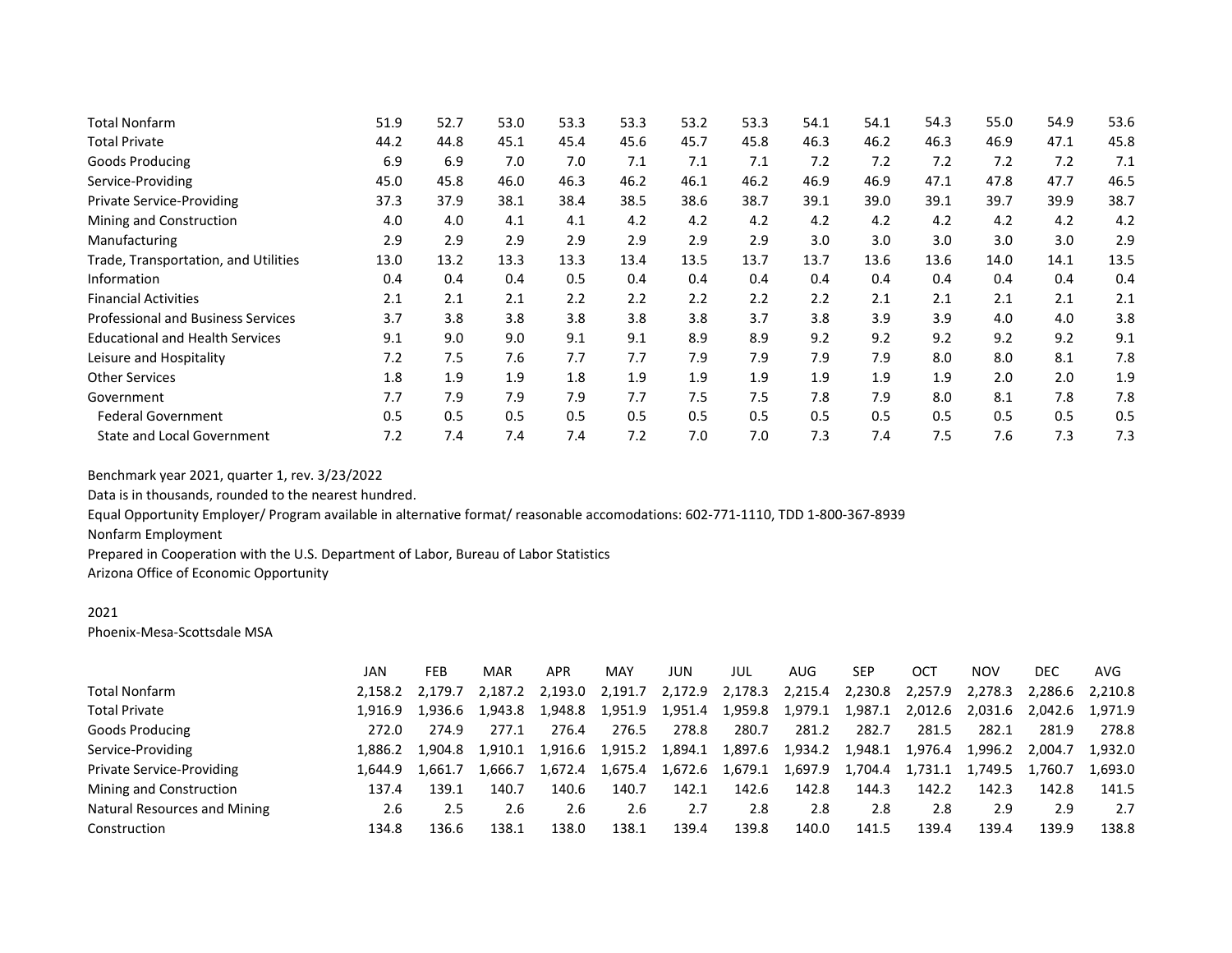| | JAN | FEB | MAR | APR | MAY | JUN | JUL | AUG | SEP | OCT | NOV | DEC | AVG |
|---|---|---|---|---|---|---|---|---|---|---|---|---|---|
| Total Nonfarm | 51.9 | 52.7 | 53.0 | 53.3 | 53.3 | 53.2 | 53.3 | 54.1 | 54.1 | 54.3 | 55.0 | 54.9 | 53.6 |
| Total Private | 44.2 | 44.8 | 45.1 | 45.4 | 45.6 | 45.7 | 45.8 | 46.3 | 46.2 | 46.3 | 46.9 | 47.1 | 45.8 |
| Goods Producing | 6.9 | 6.9 | 7.0 | 7.0 | 7.1 | 7.1 | 7.1 | 7.2 | 7.2 | 7.2 | 7.2 | 7.2 | 7.1 |
| Service-Providing | 45.0 | 45.8 | 46.0 | 46.3 | 46.2 | 46.1 | 46.2 | 46.9 | 46.9 | 47.1 | 47.8 | 47.7 | 46.5 |
| Private Service-Providing | 37.3 | 37.9 | 38.1 | 38.4 | 38.5 | 38.6 | 38.7 | 39.1 | 39.0 | 39.1 | 39.7 | 39.9 | 38.7 |
| Mining and Construction | 4.0 | 4.0 | 4.1 | 4.1 | 4.2 | 4.2 | 4.2 | 4.2 | 4.2 | 4.2 | 4.2 | 4.2 | 4.2 |
| Manufacturing | 2.9 | 2.9 | 2.9 | 2.9 | 2.9 | 2.9 | 2.9 | 3.0 | 3.0 | 3.0 | 3.0 | 3.0 | 2.9 |
| Trade, Transportation, and Utilities | 13.0 | 13.2 | 13.3 | 13.3 | 13.4 | 13.5 | 13.7 | 13.7 | 13.6 | 13.6 | 14.0 | 14.1 | 13.5 |
| Information | 0.4 | 0.4 | 0.4 | 0.5 | 0.4 | 0.4 | 0.4 | 0.4 | 0.4 | 0.4 | 0.4 | 0.4 | 0.4 |
| Financial Activities | 2.1 | 2.1 | 2.1 | 2.2 | 2.2 | 2.2 | 2.2 | 2.2 | 2.1 | 2.1 | 2.1 | 2.1 | 2.1 |
| Professional and Business Services | 3.7 | 3.8 | 3.8 | 3.8 | 3.8 | 3.8 | 3.7 | 3.8 | 3.9 | 3.9 | 4.0 | 4.0 | 3.8 |
| Educational and Health Services | 9.1 | 9.0 | 9.0 | 9.1 | 9.1 | 8.9 | 8.9 | 9.2 | 9.2 | 9.2 | 9.2 | 9.2 | 9.1 |
| Leisure and Hospitality | 7.2 | 7.5 | 7.6 | 7.7 | 7.7 | 7.9 | 7.9 | 7.9 | 7.9 | 8.0 | 8.0 | 8.1 | 7.8 |
| Other Services | 1.8 | 1.9 | 1.9 | 1.8 | 1.9 | 1.9 | 1.9 | 1.9 | 1.9 | 1.9 | 2.0 | 2.0 | 1.9 |
| Government | 7.7 | 7.9 | 7.9 | 7.9 | 7.7 | 7.5 | 7.5 | 7.8 | 7.9 | 8.0 | 8.1 | 7.8 | 7.8 |
| Federal Government | 0.5 | 0.5 | 0.5 | 0.5 | 0.5 | 0.5 | 0.5 | 0.5 | 0.5 | 0.5 | 0.5 | 0.5 | 0.5 |
| State and Local Government | 7.2 | 7.4 | 7.4 | 7.4 | 7.2 | 7.0 | 7.0 | 7.3 | 7.4 | 7.5 | 7.6 | 7.3 | 7.3 |

Benchmark year 2021, quarter 1, rev. 3/23/2022

Data is in thousands, rounded to the nearest hundred.

Equal Opportunity Employer/ Program available in alternative format/ reasonable accomodations: 602-771-1110, TDD 1-800-367-8939

Nonfarm Employment

Prepared in Cooperation with the U.S. Department of Labor, Bureau of Labor Statistics

Arizona Office of Economic Opportunity

2021

Phoenix-Mesa-Scottsdale MSA

| | JAN | FEB | MAR | APR | MAY | JUN | JUL | AUG | SEP | OCT | NOV | DEC | AVG |
|---|---|---|---|---|---|---|---|---|---|---|---|---|---|
| Total Nonfarm | 2,158.2 | 2,179.7 | 2,187.2 | 2,193.0 | 2,191.7 | 2,172.9 | 2,178.3 | 2,215.4 | 2,230.8 | 2,257.9 | 2,278.3 | 2,286.6 | 2,210.8 |
| Total Private | 1,916.9 | 1,936.6 | 1,943.8 | 1,948.8 | 1,951.9 | 1,951.4 | 1,959.8 | 1,979.1 | 1,987.1 | 2,012.6 | 2,031.6 | 2,042.6 | 1,971.9 |
| Goods Producing | 272.0 | 274.9 | 277.1 | 276.4 | 276.5 | 278.8 | 280.7 | 281.2 | 282.7 | 281.5 | 282.1 | 281.9 | 278.8 |
| Service-Providing | 1,886.2 | 1,904.8 | 1,910.1 | 1,916.6 | 1,915.2 | 1,894.1 | 1,897.6 | 1,934.2 | 1,948.1 | 1,976.4 | 1,996.2 | 2,004.7 | 1,932.0 |
| Private Service-Providing | 1,644.9 | 1,661.7 | 1,666.7 | 1,672.4 | 1,675.4 | 1,672.6 | 1,679.1 | 1,697.9 | 1,704.4 | 1,731.1 | 1,749.5 | 1,760.7 | 1,693.0 |
| Mining and Construction | 137.4 | 139.1 | 140.7 | 140.6 | 140.7 | 142.1 | 142.6 | 142.8 | 144.3 | 142.2 | 142.3 | 142.8 | 141.5 |
| Natural Resources and Mining | 2.6 | 2.5 | 2.6 | 2.6 | 2.6 | 2.7 | 2.8 | 2.8 | 2.8 | 2.8 | 2.9 | 2.9 | 2.7 |
| Construction | 134.8 | 136.6 | 138.1 | 138.0 | 138.1 | 139.4 | 139.8 | 140.0 | 141.5 | 139.4 | 139.4 | 139.9 | 138.8 |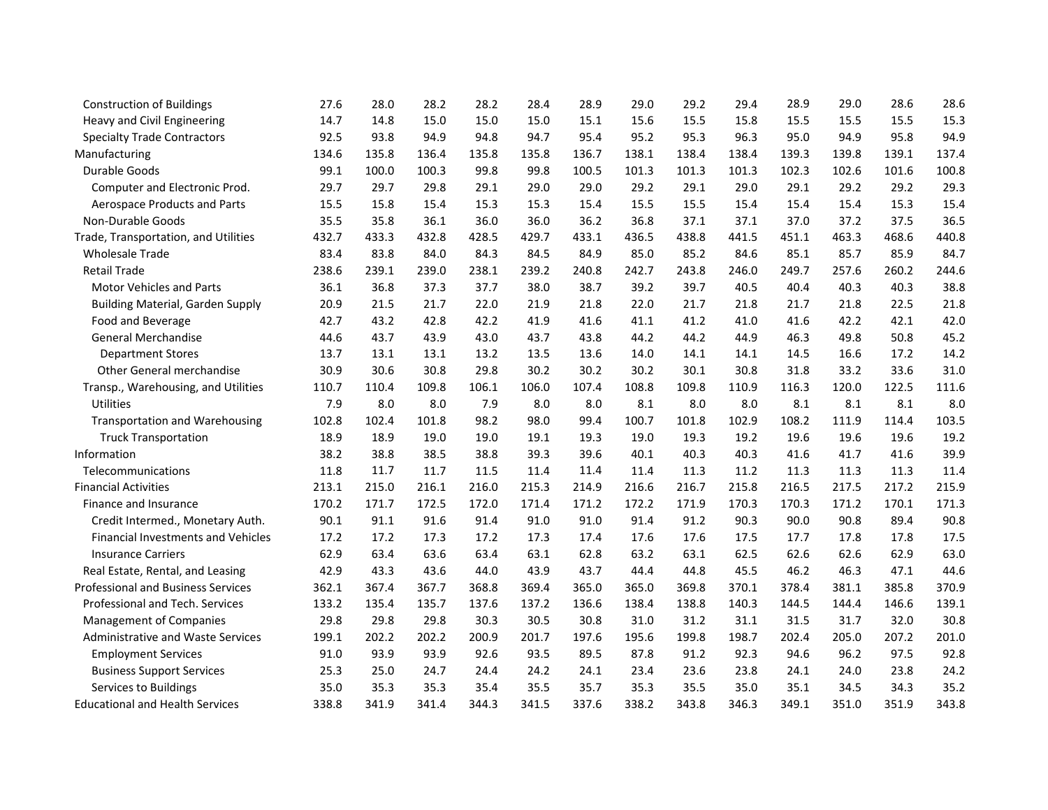| | | | | | | | | | | | | | |
|---|---|---|---|---|---|---|---|---|---|---|---|---|---|
| Construction of Buildings | 27.6 | 28.0 | 28.2 | 28.2 | 28.4 | 28.9 | 29.0 | 29.2 | 29.4 | 28.9 | 29.0 | 28.6 | 28.6 |
| Heavy and Civil Engineering | 14.7 | 14.8 | 15.0 | 15.0 | 15.0 | 15.1 | 15.6 | 15.5 | 15.8 | 15.5 | 15.5 | 15.5 | 15.3 |
| Specialty Trade Contractors | 92.5 | 93.8 | 94.9 | 94.8 | 94.7 | 95.4 | 95.2 | 95.3 | 96.3 | 95.0 | 94.9 | 95.8 | 94.9 |
| Manufacturing | 134.6 | 135.8 | 136.4 | 135.8 | 135.8 | 136.7 | 138.1 | 138.4 | 138.4 | 139.3 | 139.8 | 139.1 | 137.4 |
| Durable Goods | 99.1 | 100.0 | 100.3 | 99.8 | 99.8 | 100.5 | 101.3 | 101.3 | 101.3 | 102.3 | 102.6 | 101.6 | 100.8 |
| Computer and Electronic Prod. | 29.7 | 29.7 | 29.8 | 29.1 | 29.0 | 29.0 | 29.2 | 29.1 | 29.0 | 29.1 | 29.2 | 29.2 | 29.3 |
| Aerospace Products and Parts | 15.5 | 15.8 | 15.4 | 15.3 | 15.3 | 15.4 | 15.5 | 15.5 | 15.4 | 15.4 | 15.4 | 15.3 | 15.4 |
| Non-Durable Goods | 35.5 | 35.8 | 36.1 | 36.0 | 36.0 | 36.2 | 36.8 | 37.1 | 37.1 | 37.0 | 37.2 | 37.5 | 36.5 |
| Trade, Transportation, and Utilities | 432.7 | 433.3 | 432.8 | 428.5 | 429.7 | 433.1 | 436.5 | 438.8 | 441.5 | 451.1 | 463.3 | 468.6 | 440.8 |
| Wholesale Trade | 83.4 | 83.8 | 84.0 | 84.3 | 84.5 | 84.9 | 85.0 | 85.2 | 84.6 | 85.1 | 85.7 | 85.9 | 84.7 |
| Retail Trade | 238.6 | 239.1 | 239.0 | 238.1 | 239.2 | 240.8 | 242.7 | 243.8 | 246.0 | 249.7 | 257.6 | 260.2 | 244.6 |
| Motor Vehicles and Parts | 36.1 | 36.8 | 37.3 | 37.7 | 38.0 | 38.7 | 39.2 | 39.7 | 40.5 | 40.4 | 40.3 | 40.3 | 38.8 |
| Building Material, Garden Supply | 20.9 | 21.5 | 21.7 | 22.0 | 21.9 | 21.8 | 22.0 | 21.7 | 21.8 | 21.7 | 21.8 | 22.5 | 21.8 |
| Food and Beverage | 42.7 | 43.2 | 42.8 | 42.2 | 41.9 | 41.6 | 41.1 | 41.2 | 41.0 | 41.6 | 42.2 | 42.1 | 42.0 |
| General Merchandise | 44.6 | 43.7 | 43.9 | 43.0 | 43.7 | 43.8 | 44.2 | 44.2 | 44.9 | 46.3 | 49.8 | 50.8 | 45.2 |
| Department Stores | 13.7 | 13.1 | 13.1 | 13.2 | 13.5 | 13.6 | 14.0 | 14.1 | 14.1 | 14.5 | 16.6 | 17.2 | 14.2 |
| Other General merchandise | 30.9 | 30.6 | 30.8 | 29.8 | 30.2 | 30.2 | 30.2 | 30.1 | 30.8 | 31.8 | 33.2 | 33.6 | 31.0 |
| Transp., Warehousing, and Utilities | 110.7 | 110.4 | 109.8 | 106.1 | 106.0 | 107.4 | 108.8 | 109.8 | 110.9 | 116.3 | 120.0 | 122.5 | 111.6 |
| Utilities | 7.9 | 8.0 | 8.0 | 7.9 | 8.0 | 8.0 | 8.1 | 8.0 | 8.0 | 8.1 | 8.1 | 8.1 | 8.0 |
| Transportation and Warehousing | 102.8 | 102.4 | 101.8 | 98.2 | 98.0 | 99.4 | 100.7 | 101.8 | 102.9 | 108.2 | 111.9 | 114.4 | 103.5 |
| Truck Transportation | 18.9 | 18.9 | 19.0 | 19.0 | 19.1 | 19.3 | 19.0 | 19.3 | 19.2 | 19.6 | 19.6 | 19.6 | 19.2 |
| Information | 38.2 | 38.8 | 38.5 | 38.8 | 39.3 | 39.6 | 40.1 | 40.3 | 40.3 | 41.6 | 41.7 | 41.6 | 39.9 |
| Telecommunications | 11.8 | 11.7 | 11.7 | 11.5 | 11.4 | 11.4 | 11.4 | 11.3 | 11.2 | 11.3 | 11.3 | 11.3 | 11.4 |
| Financial Activities | 213.1 | 215.0 | 216.1 | 216.0 | 215.3 | 214.9 | 216.6 | 216.7 | 215.8 | 216.5 | 217.5 | 217.2 | 215.9 |
| Finance and Insurance | 170.2 | 171.7 | 172.5 | 172.0 | 171.4 | 171.2 | 172.2 | 171.9 | 170.3 | 170.3 | 171.2 | 170.1 | 171.3 |
| Credit Intermed., Monetary Auth. | 90.1 | 91.1 | 91.6 | 91.4 | 91.0 | 91.0 | 91.4 | 91.2 | 90.3 | 90.0 | 90.8 | 89.4 | 90.8 |
| Financial Investments and Vehicles | 17.2 | 17.2 | 17.3 | 17.2 | 17.3 | 17.4 | 17.6 | 17.6 | 17.5 | 17.7 | 17.8 | 17.8 | 17.5 |
| Insurance Carriers | 62.9 | 63.4 | 63.6 | 63.4 | 63.1 | 62.8 | 63.2 | 63.1 | 62.5 | 62.6 | 62.6 | 62.9 | 63.0 |
| Real Estate, Rental, and Leasing | 42.9 | 43.3 | 43.6 | 44.0 | 43.9 | 43.7 | 44.4 | 44.8 | 45.5 | 46.2 | 46.3 | 47.1 | 44.6 |
| Professional and Business Services | 362.1 | 367.4 | 367.7 | 368.8 | 369.4 | 365.0 | 365.0 | 369.8 | 370.1 | 378.4 | 381.1 | 385.8 | 370.9 |
| Professional and Tech. Services | 133.2 | 135.4 | 135.7 | 137.6 | 137.2 | 136.6 | 138.4 | 138.8 | 140.3 | 144.5 | 144.4 | 146.6 | 139.1 |
| Management of Companies | 29.8 | 29.8 | 29.8 | 30.3 | 30.5 | 30.8 | 31.0 | 31.2 | 31.1 | 31.5 | 31.7 | 32.0 | 30.8 |
| Administrative and Waste Services | 199.1 | 202.2 | 202.2 | 200.9 | 201.7 | 197.6 | 195.6 | 199.8 | 198.7 | 202.4 | 205.0 | 207.2 | 201.0 |
| Employment Services | 91.0 | 93.9 | 93.9 | 92.6 | 93.5 | 89.5 | 87.8 | 91.2 | 92.3 | 94.6 | 96.2 | 97.5 | 92.8 |
| Business Support Services | 25.3 | 25.0 | 24.7 | 24.4 | 24.2 | 24.1 | 23.4 | 23.6 | 23.8 | 24.1 | 24.0 | 23.8 | 24.2 |
| Services to Buildings | 35.0 | 35.3 | 35.3 | 35.4 | 35.5 | 35.7 | 35.3 | 35.5 | 35.0 | 35.1 | 34.5 | 34.3 | 35.2 |
| Educational and Health Services | 338.8 | 341.9 | 341.4 | 344.3 | 341.5 | 337.6 | 338.2 | 343.8 | 346.3 | 349.1 | 351.0 | 351.9 | 343.8 |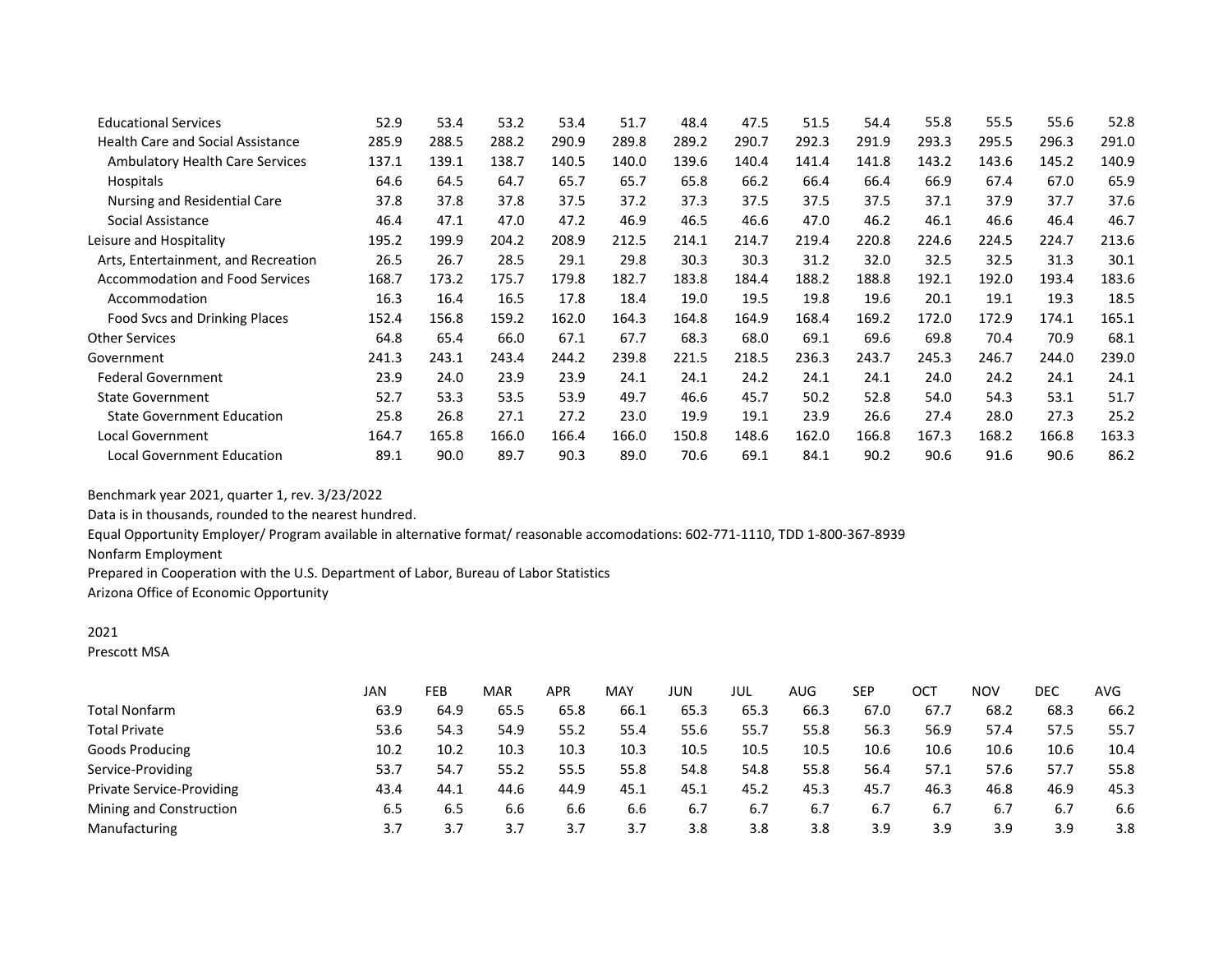| | JAN | FEB | MAR | APR | MAY | JUN | JUL | AUG | SEP | OCT | NOV | DEC | AVG |
|---|---|---|---|---|---|---|---|---|---|---|---|---|---|
| Educational Services | 52.9 | 53.4 | 53.2 | 53.4 | 51.7 | 48.4 | 47.5 | 51.5 | 54.4 | 55.8 | 55.5 | 55.6 | 52.8 |
| Health Care and Social Assistance | 285.9 | 288.5 | 288.2 | 290.9 | 289.8 | 289.2 | 290.7 | 292.3 | 291.9 | 293.3 | 295.5 | 296.3 | 291.0 |
| Ambulatory Health Care Services | 137.1 | 139.1 | 138.7 | 140.5 | 140.0 | 139.6 | 140.4 | 141.4 | 141.8 | 143.2 | 143.6 | 145.2 | 140.9 |
| Hospitals | 64.6 | 64.5 | 64.7 | 65.7 | 65.7 | 65.8 | 66.2 | 66.4 | 66.4 | 66.9 | 67.4 | 67.0 | 65.9 |
| Nursing and Residential Care | 37.8 | 37.8 | 37.8 | 37.5 | 37.2 | 37.3 | 37.5 | 37.5 | 37.5 | 37.1 | 37.9 | 37.7 | 37.6 |
| Social Assistance | 46.4 | 47.1 | 47.0 | 47.2 | 46.9 | 46.5 | 46.6 | 47.0 | 46.2 | 46.1 | 46.6 | 46.4 | 46.7 |
| Leisure and Hospitality | 195.2 | 199.9 | 204.2 | 208.9 | 212.5 | 214.1 | 214.7 | 219.4 | 220.8 | 224.6 | 224.5 | 224.7 | 213.6 |
| Arts, Entertainment, and Recreation | 26.5 | 26.7 | 28.5 | 29.1 | 29.8 | 30.3 | 30.3 | 31.2 | 32.0 | 32.5 | 32.5 | 31.3 | 30.1 |
| Accommodation and Food Services | 168.7 | 173.2 | 175.7 | 179.8 | 182.7 | 183.8 | 184.4 | 188.2 | 188.8 | 192.1 | 192.0 | 193.4 | 183.6 |
| Accommodation | 16.3 | 16.4 | 16.5 | 17.8 | 18.4 | 19.0 | 19.5 | 19.8 | 19.6 | 20.1 | 19.1 | 19.3 | 18.5 |
| Food Svcs and Drinking Places | 152.4 | 156.8 | 159.2 | 162.0 | 164.3 | 164.8 | 164.9 | 168.4 | 169.2 | 172.0 | 172.9 | 174.1 | 165.1 |
| Other Services | 64.8 | 65.4 | 66.0 | 67.1 | 67.7 | 68.3 | 68.0 | 69.1 | 69.6 | 69.8 | 70.4 | 70.9 | 68.1 |
| Government | 241.3 | 243.1 | 243.4 | 244.2 | 239.8 | 221.5 | 218.5 | 236.3 | 243.7 | 245.3 | 246.7 | 244.0 | 239.0 |
| Federal Government | 23.9 | 24.0 | 23.9 | 23.9 | 24.1 | 24.1 | 24.2 | 24.1 | 24.1 | 24.0 | 24.2 | 24.1 | 24.1 |
| State Government | 52.7 | 53.3 | 53.5 | 53.9 | 49.7 | 46.6 | 45.7 | 50.2 | 52.8 | 54.0 | 54.3 | 53.1 | 51.7 |
| State Government Education | 25.8 | 26.8 | 27.1 | 27.2 | 23.0 | 19.9 | 19.1 | 23.9 | 26.6 | 27.4 | 28.0 | 27.3 | 25.2 |
| Local Government | 164.7 | 165.8 | 166.0 | 166.4 | 166.0 | 150.8 | 148.6 | 162.0 | 166.8 | 167.3 | 168.2 | 166.8 | 163.3 |
| Local Government Education | 89.1 | 90.0 | 89.7 | 90.3 | 89.0 | 70.6 | 69.1 | 84.1 | 90.2 | 90.6 | 91.6 | 90.6 | 86.2 |

Benchmark year 2021, quarter 1, rev. 3/23/2022

Data is in thousands, rounded to the nearest hundred.

Equal Opportunity Employer/ Program available in alternative format/ reasonable accomodations: 602-771-1110, TDD 1-800-367-8939

Nonfarm Employment

Prepared in Cooperation with the U.S. Department of Labor, Bureau of Labor Statistics

Arizona Office of Economic Opportunity

2021

Prescott MSA

| | JAN | FEB | MAR | APR | MAY | JUN | JUL | AUG | SEP | OCT | NOV | DEC | AVG |
|---|---|---|---|---|---|---|---|---|---|---|---|---|---|
| Total Nonfarm | 63.9 | 64.9 | 65.5 | 65.8 | 66.1 | 65.3 | 65.3 | 66.3 | 67.0 | 67.7 | 68.2 | 68.3 | 66.2 |
| Total Private | 53.6 | 54.3 | 54.9 | 55.2 | 55.4 | 55.6 | 55.7 | 55.8 | 56.3 | 56.9 | 57.4 | 57.5 | 55.7 |
| Goods Producing | 10.2 | 10.2 | 10.3 | 10.3 | 10.3 | 10.5 | 10.5 | 10.5 | 10.6 | 10.6 | 10.6 | 10.6 | 10.4 |
| Service-Providing | 53.7 | 54.7 | 55.2 | 55.5 | 55.8 | 54.8 | 54.8 | 55.8 | 56.4 | 57.1 | 57.6 | 57.7 | 55.8 |
| Private Service-Providing | 43.4 | 44.1 | 44.6 | 44.9 | 45.1 | 45.1 | 45.2 | 45.3 | 45.7 | 46.3 | 46.8 | 46.9 | 45.3 |
| Mining and Construction | 6.5 | 6.5 | 6.6 | 6.6 | 6.6 | 6.7 | 6.7 | 6.7 | 6.7 | 6.7 | 6.7 | 6.7 | 6.6 |
| Manufacturing | 3.7 | 3.7 | 3.7 | 3.7 | 3.7 | 3.8 | 3.8 | 3.8 | 3.9 | 3.9 | 3.9 | 3.9 | 3.8 |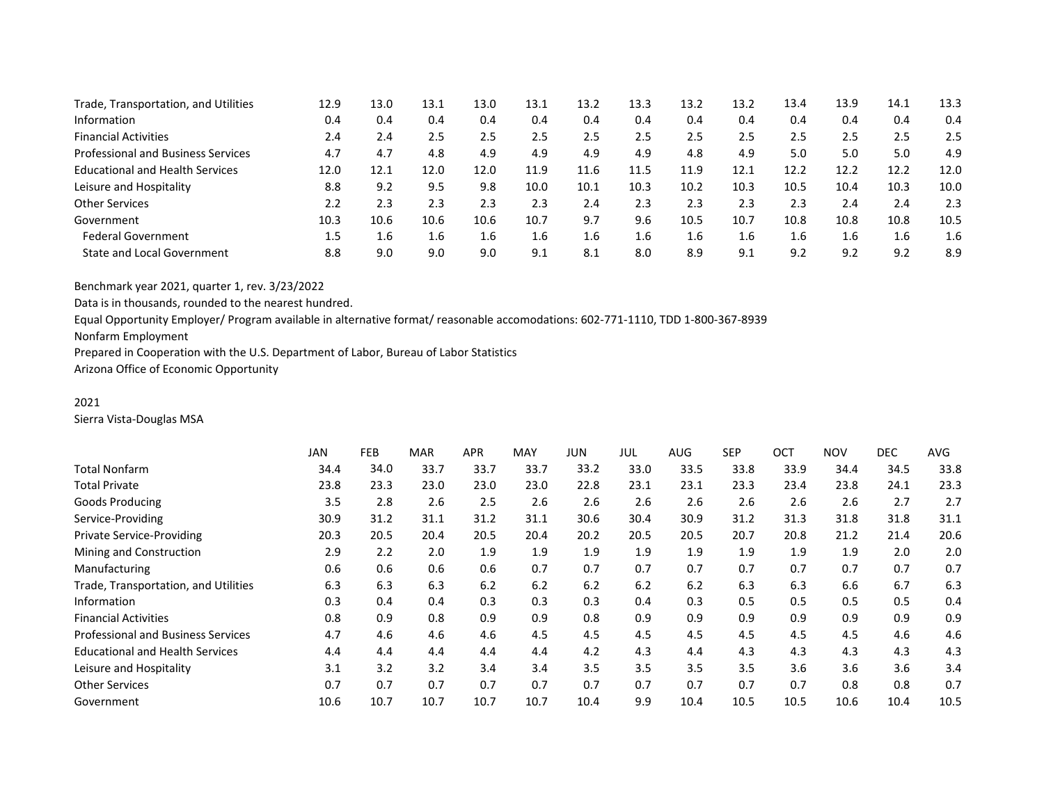| | | | | | | | | | | | | | |
|---|---|---|---|---|---|---|---|---|---|---|---|---|---|
| Trade, Transportation, and Utilities | 12.9 | 13.0 | 13.1 | 13.0 | 13.1 | 13.2 | 13.3 | 13.2 | 13.2 | 13.4 | 13.9 | 14.1 | 13.3 |
| Information | 0.4 | 0.4 | 0.4 | 0.4 | 0.4 | 0.4 | 0.4 | 0.4 | 0.4 | 0.4 | 0.4 | 0.4 | 0.4 |
| Financial Activities | 2.4 | 2.4 | 2.5 | 2.5 | 2.5 | 2.5 | 2.5 | 2.5 | 2.5 | 2.5 | 2.5 | 2.5 | 2.5 |
| Professional and Business Services | 4.7 | 4.7 | 4.8 | 4.9 | 4.9 | 4.9 | 4.9 | 4.8 | 4.9 | 5.0 | 5.0 | 5.0 | 4.9 |
| Educational and Health Services | 12.0 | 12.1 | 12.0 | 12.0 | 11.9 | 11.6 | 11.5 | 11.9 | 12.1 | 12.2 | 12.2 | 12.2 | 12.0 |
| Leisure and Hospitality | 8.8 | 9.2 | 9.5 | 9.8 | 10.0 | 10.1 | 10.3 | 10.2 | 10.3 | 10.5 | 10.4 | 10.3 | 10.0 |
| Other Services | 2.2 | 2.3 | 2.3 | 2.3 | 2.3 | 2.4 | 2.3 | 2.3 | 2.3 | 2.3 | 2.4 | 2.4 | 2.3 |
| Government | 10.3 | 10.6 | 10.6 | 10.6 | 10.7 | 9.7 | 9.6 | 10.5 | 10.7 | 10.8 | 10.8 | 10.8 | 10.5 |
| Federal Government | 1.5 | 1.6 | 1.6 | 1.6 | 1.6 | 1.6 | 1.6 | 1.6 | 1.6 | 1.6 | 1.6 | 1.6 | 1.6 |
| State and Local Government | 8.8 | 9.0 | 9.0 | 9.0 | 9.1 | 8.1 | 8.0 | 8.9 | 9.1 | 9.2 | 9.2 | 9.2 | 8.9 |

Benchmark year 2021, quarter 1, rev. 3/23/2022

Data is in thousands, rounded to the nearest hundred.

Equal Opportunity Employer/ Program available in alternative format/ reasonable accomodations: 602-771-1110, TDD 1-800-367-8939

Nonfarm Employment

Prepared in Cooperation with the U.S. Department of Labor, Bureau of Labor Statistics

Arizona Office of Economic Opportunity

2021

Sierra Vista-Douglas MSA

| | JAN | FEB | MAR | APR | MAY | JUN | JUL | AUG | SEP | OCT | NOV | DEC | AVG |
|---|---|---|---|---|---|---|---|---|---|---|---|---|---|
| Total Nonfarm | 34.4 | 34.0 | 33.7 | 33.7 | 33.7 | 33.2 | 33.0 | 33.5 | 33.8 | 33.9 | 34.4 | 34.5 | 33.8 |
| Total Private | 23.8 | 23.3 | 23.0 | 23.0 | 23.0 | 22.8 | 23.1 | 23.1 | 23.3 | 23.4 | 23.8 | 24.1 | 23.3 |
| Goods Producing | 3.5 | 2.8 | 2.6 | 2.5 | 2.6 | 2.6 | 2.6 | 2.6 | 2.6 | 2.6 | 2.6 | 2.7 | 2.7 |
| Service-Providing | 30.9 | 31.2 | 31.1 | 31.2 | 31.1 | 30.6 | 30.4 | 30.9 | 31.2 | 31.3 | 31.8 | 31.8 | 31.1 |
| Private Service-Providing | 20.3 | 20.5 | 20.4 | 20.5 | 20.4 | 20.2 | 20.5 | 20.5 | 20.7 | 20.8 | 21.2 | 21.4 | 20.6 |
| Mining and Construction | 2.9 | 2.2 | 2.0 | 1.9 | 1.9 | 1.9 | 1.9 | 1.9 | 1.9 | 1.9 | 1.9 | 2.0 | 2.0 |
| Manufacturing | 0.6 | 0.6 | 0.6 | 0.6 | 0.7 | 0.7 | 0.7 | 0.7 | 0.7 | 0.7 | 0.7 | 0.7 | 0.7 |
| Trade, Transportation, and Utilities | 6.3 | 6.3 | 6.3 | 6.2 | 6.2 | 6.2 | 6.2 | 6.2 | 6.3 | 6.3 | 6.6 | 6.7 | 6.3 |
| Information | 0.3 | 0.4 | 0.4 | 0.3 | 0.3 | 0.3 | 0.4 | 0.3 | 0.5 | 0.5 | 0.5 | 0.5 | 0.4 |
| Financial Activities | 0.8 | 0.9 | 0.8 | 0.9 | 0.9 | 0.8 | 0.9 | 0.9 | 0.9 | 0.9 | 0.9 | 0.9 | 0.9 |
| Professional and Business Services | 4.7 | 4.6 | 4.6 | 4.6 | 4.5 | 4.5 | 4.5 | 4.5 | 4.5 | 4.5 | 4.5 | 4.6 | 4.6 |
| Educational and Health Services | 4.4 | 4.4 | 4.4 | 4.4 | 4.4 | 4.2 | 4.3 | 4.4 | 4.3 | 4.3 | 4.3 | 4.3 | 4.3 |
| Leisure and Hospitality | 3.1 | 3.2 | 3.2 | 3.4 | 3.4 | 3.5 | 3.5 | 3.5 | 3.5 | 3.6 | 3.6 | 3.6 | 3.4 |
| Other Services | 0.7 | 0.7 | 0.7 | 0.7 | 0.7 | 0.7 | 0.7 | 0.7 | 0.7 | 0.7 | 0.8 | 0.8 | 0.7 |
| Government | 10.6 | 10.7 | 10.7 | 10.7 | 10.7 | 10.4 | 9.9 | 10.4 | 10.5 | 10.5 | 10.6 | 10.4 | 10.5 |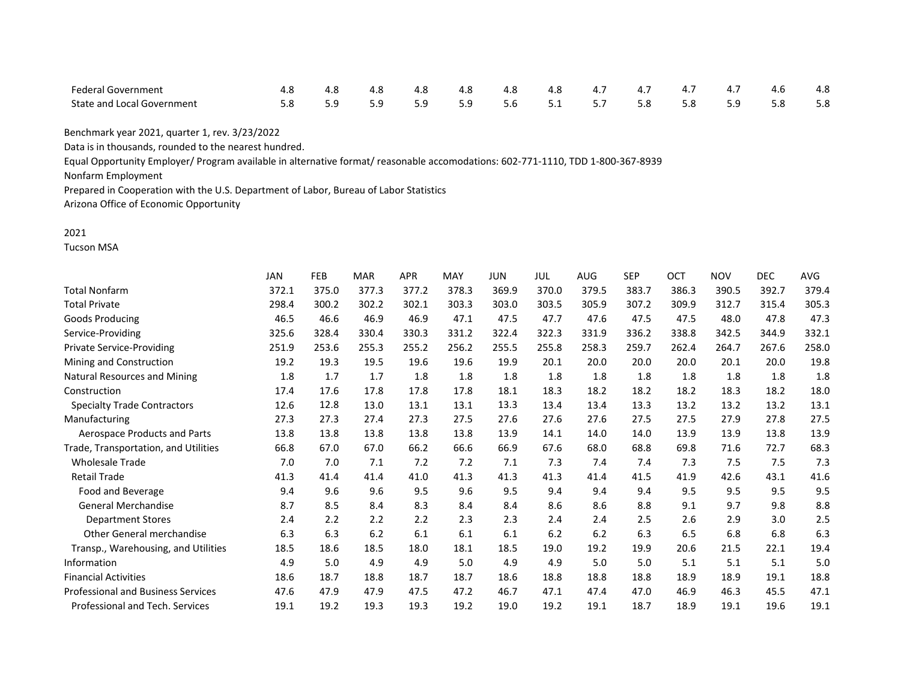| | | | | | | | | | | | | | |
|---|---|---|---|---|---|---|---|---|---|---|---|---|---|
| Federal Government | 4.8 | 4.8 | 4.8 | 4.8 | 4.8 | 4.8 | 4.8 | 4.7 | 4.7 | 4.7 | 4.7 | 4.6 | 4.8 |
| State and Local Government | 5.8 | 5.9 | 5.9 | 5.9 | 5.9 | 5.6 | 5.1 | 5.7 | 5.8 | 5.8 | 5.9 | 5.8 | 5.8 |

Benchmark year 2021, quarter 1, rev. 3/23/2022

Data is in thousands, rounded to the nearest hundred.

Equal Opportunity Employer/ Program available in alternative format/ reasonable accomodations: 602-771-1110, TDD 1-800-367-8939

Nonfarm Employment

Prepared in Cooperation with the U.S. Department of Labor, Bureau of Labor Statistics

Arizona Office of Economic Opportunity

2021

Tucson MSA

| | JAN | FEB | MAR | APR | MAY | JUN | JUL | AUG | SEP | OCT | NOV | DEC | AVG |
|---|---|---|---|---|---|---|---|---|---|---|---|---|---|
| Total Nonfarm | 372.1 | 375.0 | 377.3 | 377.2 | 378.3 | 369.9 | 370.0 | 379.5 | 383.7 | 386.3 | 390.5 | 392.7 | 379.4 |
| Total Private | 298.4 | 300.2 | 302.2 | 302.1 | 303.3 | 303.0 | 303.5 | 305.9 | 307.2 | 309.9 | 312.7 | 315.4 | 305.3 |
| Goods Producing | 46.5 | 46.6 | 46.9 | 46.9 | 47.1 | 47.5 | 47.7 | 47.6 | 47.5 | 47.5 | 48.0 | 47.8 | 47.3 |
| Service-Providing | 325.6 | 328.4 | 330.4 | 330.3 | 331.2 | 322.4 | 322.3 | 331.9 | 336.2 | 338.8 | 342.5 | 344.9 | 332.1 |
| Private Service-Providing | 251.9 | 253.6 | 255.3 | 255.2 | 256.2 | 255.5 | 255.8 | 258.3 | 259.7 | 262.4 | 264.7 | 267.6 | 258.0 |
| Mining and Construction | 19.2 | 19.3 | 19.5 | 19.6 | 19.6 | 19.9 | 20.1 | 20.0 | 20.0 | 20.0 | 20.1 | 20.0 | 19.8 |
| Natural Resources and Mining | 1.8 | 1.7 | 1.7 | 1.8 | 1.8 | 1.8 | 1.8 | 1.8 | 1.8 | 1.8 | 1.8 | 1.8 | 1.8 |
| Construction | 17.4 | 17.6 | 17.8 | 17.8 | 17.8 | 18.1 | 18.3 | 18.2 | 18.2 | 18.2 | 18.3 | 18.2 | 18.0 |
| Specialty Trade Contractors | 12.6 | 12.8 | 13.0 | 13.1 | 13.1 | 13.3 | 13.4 | 13.4 | 13.3 | 13.2 | 13.2 | 13.2 | 13.1 |
| Manufacturing | 27.3 | 27.3 | 27.4 | 27.3 | 27.5 | 27.6 | 27.6 | 27.6 | 27.5 | 27.5 | 27.9 | 27.8 | 27.5 |
| Aerospace Products and Parts | 13.8 | 13.8 | 13.8 | 13.8 | 13.8 | 13.9 | 14.1 | 14.0 | 14.0 | 13.9 | 13.9 | 13.8 | 13.9 |
| Trade, Transportation, and Utilities | 66.8 | 67.0 | 67.0 | 66.2 | 66.6 | 66.9 | 67.6 | 68.0 | 68.8 | 69.8 | 71.6 | 72.7 | 68.3 |
| Wholesale Trade | 7.0 | 7.0 | 7.1 | 7.2 | 7.2 | 7.1 | 7.3 | 7.4 | 7.4 | 7.3 | 7.5 | 7.5 | 7.3 |
| Retail Trade | 41.3 | 41.4 | 41.4 | 41.0 | 41.3 | 41.3 | 41.3 | 41.4 | 41.5 | 41.9 | 42.6 | 43.1 | 41.6 |
| Food and Beverage | 9.4 | 9.6 | 9.6 | 9.5 | 9.6 | 9.5 | 9.4 | 9.4 | 9.4 | 9.5 | 9.5 | 9.5 | 9.5 |
| General Merchandise | 8.7 | 8.5 | 8.4 | 8.3 | 8.4 | 8.4 | 8.6 | 8.6 | 8.8 | 9.1 | 9.7 | 9.8 | 8.8 |
| Department Stores | 2.4 | 2.2 | 2.2 | 2.2 | 2.3 | 2.3 | 2.4 | 2.4 | 2.5 | 2.6 | 2.9 | 3.0 | 2.5 |
| Other General merchandise | 6.3 | 6.3 | 6.2 | 6.1 | 6.1 | 6.1 | 6.2 | 6.2 | 6.3 | 6.5 | 6.8 | 6.8 | 6.3 |
| Transp., Warehousing, and Utilities | 18.5 | 18.6 | 18.5 | 18.0 | 18.1 | 18.5 | 19.0 | 19.2 | 19.9 | 20.6 | 21.5 | 22.1 | 19.4 |
| Information | 4.9 | 5.0 | 4.9 | 4.9 | 5.0 | 4.9 | 4.9 | 5.0 | 5.0 | 5.1 | 5.1 | 5.1 | 5.0 |
| Financial Activities | 18.6 | 18.7 | 18.8 | 18.7 | 18.7 | 18.6 | 18.8 | 18.8 | 18.8 | 18.9 | 18.9 | 19.1 | 18.8 |
| Professional and Business Services | 47.6 | 47.9 | 47.9 | 47.5 | 47.2 | 46.7 | 47.1 | 47.4 | 47.0 | 46.9 | 46.3 | 45.5 | 47.1 |
| Professional and Tech. Services | 19.1 | 19.2 | 19.3 | 19.3 | 19.2 | 19.0 | 19.2 | 19.1 | 18.7 | 18.9 | 19.1 | 19.6 | 19.1 |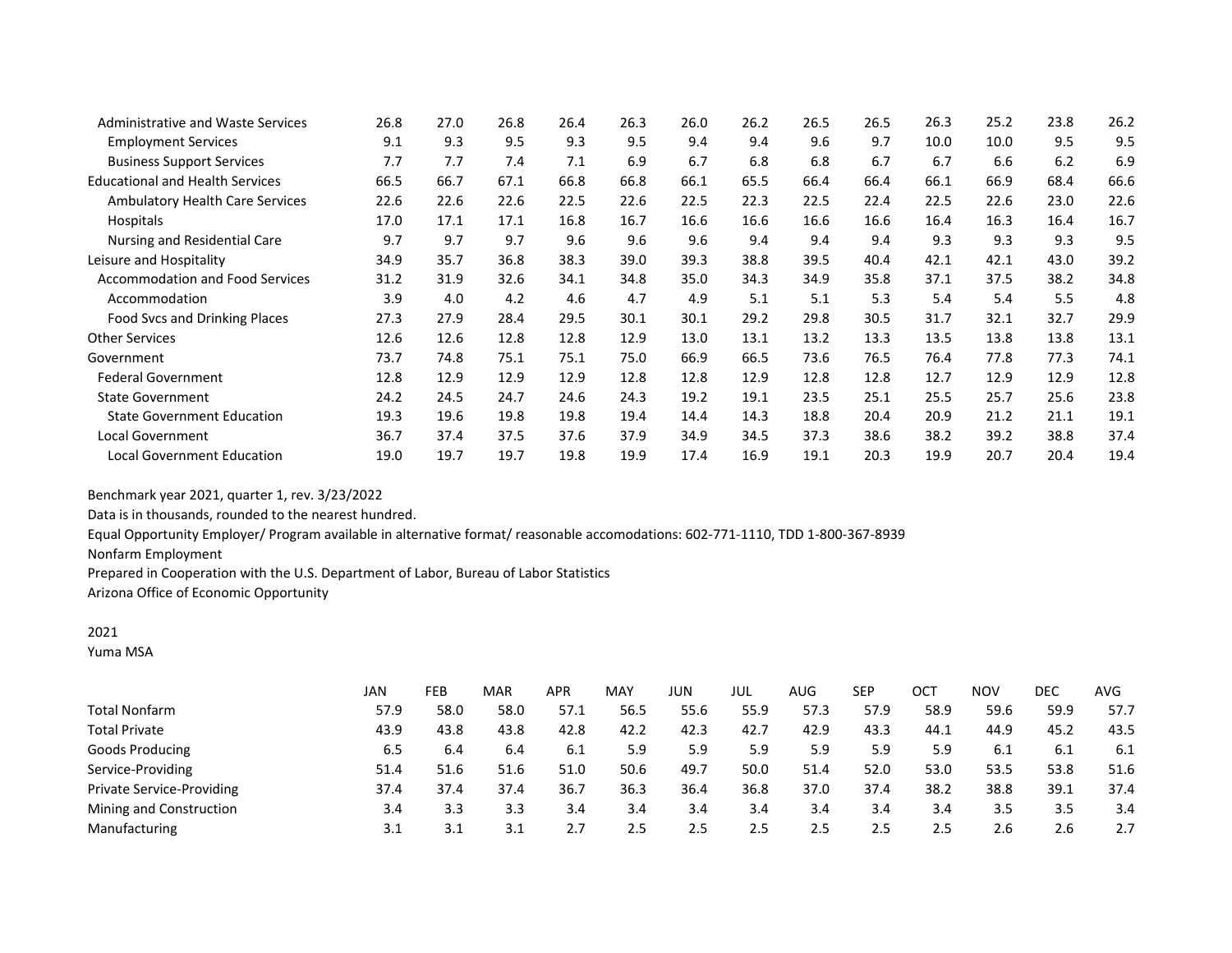| | JAN | FEB | MAR | APR | MAY | JUN | JUL | AUG | SEP | OCT | NOV | DEC | AVG |
|---|---|---|---|---|---|---|---|---|---|---|---|---|---|
| Administrative and Waste Services | 26.8 | 27.0 | 26.8 | 26.4 | 26.3 | 26.0 | 26.2 | 26.5 | 26.5 | 26.3 | 25.2 | 23.8 | 26.2 |
| Employment Services | 9.1 | 9.3 | 9.5 | 9.3 | 9.5 | 9.4 | 9.4 | 9.6 | 9.7 | 10.0 | 10.0 | 9.5 | 9.5 |
| Business Support Services | 7.7 | 7.7 | 7.4 | 7.1 | 6.9 | 6.7 | 6.8 | 6.8 | 6.7 | 6.7 | 6.6 | 6.2 | 6.9 |
| Educational and Health Services | 66.5 | 66.7 | 67.1 | 66.8 | 66.8 | 66.1 | 65.5 | 66.4 | 66.4 | 66.1 | 66.9 | 68.4 | 66.6 |
| Ambulatory Health Care Services | 22.6 | 22.6 | 22.6 | 22.5 | 22.6 | 22.5 | 22.3 | 22.5 | 22.4 | 22.5 | 22.6 | 23.0 | 22.6 |
| Hospitals | 17.0 | 17.1 | 17.1 | 16.8 | 16.7 | 16.6 | 16.6 | 16.6 | 16.6 | 16.4 | 16.3 | 16.4 | 16.7 |
| Nursing and Residential Care | 9.7 | 9.7 | 9.7 | 9.6 | 9.6 | 9.6 | 9.4 | 9.4 | 9.4 | 9.3 | 9.3 | 9.3 | 9.5 |
| Leisure and Hospitality | 34.9 | 35.7 | 36.8 | 38.3 | 39.0 | 39.3 | 38.8 | 39.5 | 40.4 | 42.1 | 42.1 | 43.0 | 39.2 |
| Accommodation and Food Services | 31.2 | 31.9 | 32.6 | 34.1 | 34.8 | 35.0 | 34.3 | 34.9 | 35.8 | 37.1 | 37.5 | 38.2 | 34.8 |
| Accommodation | 3.9 | 4.0 | 4.2 | 4.6 | 4.7 | 4.9 | 5.1 | 5.1 | 5.3 | 5.4 | 5.4 | 5.5 | 4.8 |
| Food Svcs and Drinking Places | 27.3 | 27.9 | 28.4 | 29.5 | 30.1 | 30.1 | 29.2 | 29.8 | 30.5 | 31.7 | 32.1 | 32.7 | 29.9 |
| Other Services | 12.6 | 12.6 | 12.8 | 12.8 | 12.9 | 13.0 | 13.1 | 13.2 | 13.3 | 13.5 | 13.8 | 13.8 | 13.1 |
| Government | 73.7 | 74.8 | 75.1 | 75.1 | 75.0 | 66.9 | 66.5 | 73.6 | 76.5 | 76.4 | 77.8 | 77.3 | 74.1 |
| Federal Government | 12.8 | 12.9 | 12.9 | 12.9 | 12.8 | 12.8 | 12.9 | 12.8 | 12.8 | 12.7 | 12.9 | 12.9 | 12.8 |
| State Government | 24.2 | 24.5 | 24.7 | 24.6 | 24.3 | 19.2 | 19.1 | 23.5 | 25.1 | 25.5 | 25.7 | 25.6 | 23.8 |
| State Government Education | 19.3 | 19.6 | 19.8 | 19.8 | 19.4 | 14.4 | 14.3 | 18.8 | 20.4 | 20.9 | 21.2 | 21.1 | 19.1 |
| Local Government | 36.7 | 37.4 | 37.5 | 37.6 | 37.9 | 34.9 | 34.5 | 37.3 | 38.6 | 38.2 | 39.2 | 38.8 | 37.4 |
| Local Government Education | 19.0 | 19.7 | 19.7 | 19.8 | 19.9 | 17.4 | 16.9 | 19.1 | 20.3 | 19.9 | 20.7 | 20.4 | 19.4 |

Benchmark year 2021, quarter 1, rev. 3/23/2022

Data is in thousands, rounded to the nearest hundred.

Equal Opportunity Employer/ Program available in alternative format/ reasonable accomodations: 602-771-1110, TDD 1-800-367-8939

Nonfarm Employment

Prepared in Cooperation with the U.S. Department of Labor, Bureau of Labor Statistics

Arizona Office of Economic Opportunity

2021

Yuma MSA

| | JAN | FEB | MAR | APR | MAY | JUN | JUL | AUG | SEP | OCT | NOV | DEC | AVG |
|---|---|---|---|---|---|---|---|---|---|---|---|---|---|
| Total Nonfarm | 57.9 | 58.0 | 58.0 | 57.1 | 56.5 | 55.6 | 55.9 | 57.3 | 57.9 | 58.9 | 59.6 | 59.9 | 57.7 |
| Total Private | 43.9 | 43.8 | 43.8 | 42.8 | 42.2 | 42.3 | 42.7 | 42.9 | 43.3 | 44.1 | 44.9 | 45.2 | 43.5 |
| Goods Producing | 6.5 | 6.4 | 6.4 | 6.1 | 5.9 | 5.9 | 5.9 | 5.9 | 5.9 | 5.9 | 6.1 | 6.1 | 6.1 |
| Service-Providing | 51.4 | 51.6 | 51.6 | 51.0 | 50.6 | 49.7 | 50.0 | 51.4 | 52.0 | 53.0 | 53.5 | 53.8 | 51.6 |
| Private Service-Providing | 37.4 | 37.4 | 37.4 | 36.7 | 36.3 | 36.4 | 36.8 | 37.0 | 37.4 | 38.2 | 38.8 | 39.1 | 37.4 |
| Mining and Construction | 3.4 | 3.3 | 3.3 | 3.4 | 3.4 | 3.4 | 3.4 | 3.4 | 3.4 | 3.4 | 3.5 | 3.5 | 3.4 |
| Manufacturing | 3.1 | 3.1 | 3.1 | 2.7 | 2.5 | 2.5 | 2.5 | 2.5 | 2.5 | 2.5 | 2.6 | 2.6 | 2.7 |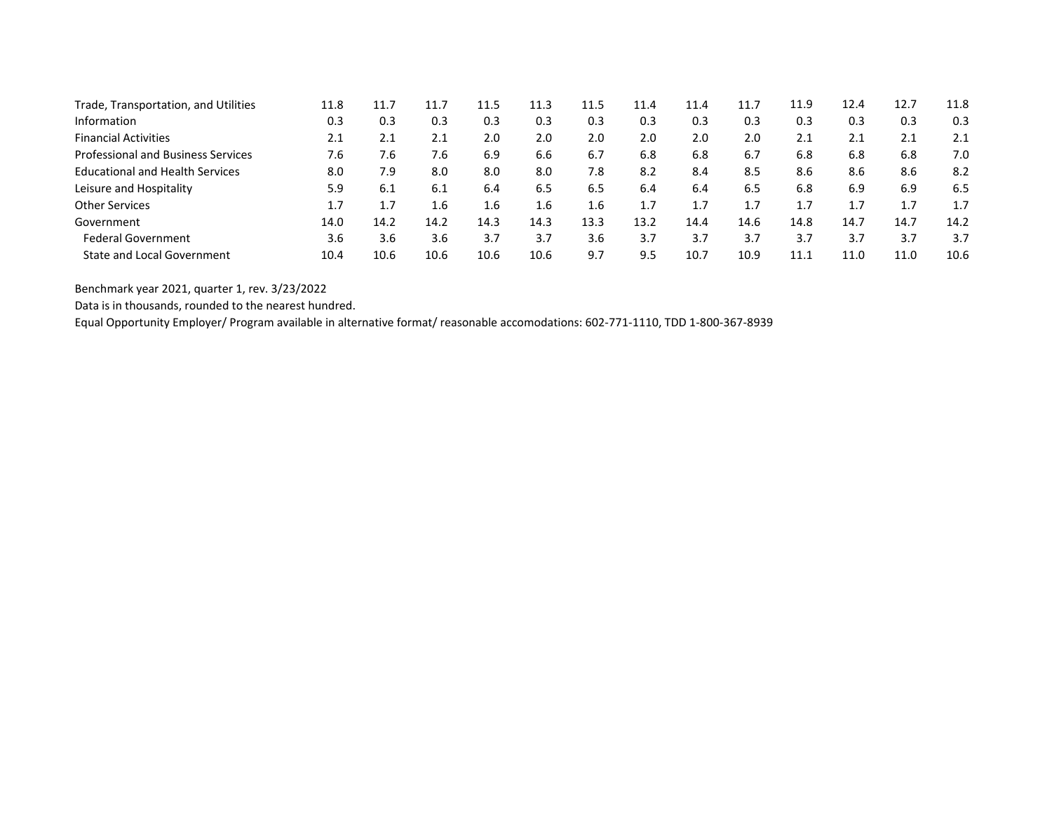| | | | | | | | | | | | | | |
|---|---|---|---|---|---|---|---|---|---|---|---|---|---|
| Trade, Transportation, and Utilities | 11.8 | 11.7 | 11.7 | 11.5 | 11.3 | 11.5 | 11.4 | 11.4 | 11.7 | 11.9 | 12.4 | 12.7 | 11.8 |
| Information | 0.3 | 0.3 | 0.3 | 0.3 | 0.3 | 0.3 | 0.3 | 0.3 | 0.3 | 0.3 | 0.3 | 0.3 | 0.3 |
| Financial Activities | 2.1 | 2.1 | 2.1 | 2.0 | 2.0 | 2.0 | 2.0 | 2.0 | 2.0 | 2.1 | 2.1 | 2.1 | 2.1 |
| Professional and Business Services | 7.6 | 7.6 | 7.6 | 6.9 | 6.6 | 6.7 | 6.8 | 6.8 | 6.7 | 6.8 | 6.8 | 6.8 | 7.0 |
| Educational and Health Services | 8.0 | 7.9 | 8.0 | 8.0 | 8.0 | 7.8 | 8.2 | 8.4 | 8.5 | 8.6 | 8.6 | 8.6 | 8.2 |
| Leisure and Hospitality | 5.9 | 6.1 | 6.1 | 6.4 | 6.5 | 6.5 | 6.4 | 6.4 | 6.5 | 6.8 | 6.9 | 6.9 | 6.5 |
| Other Services | 1.7 | 1.7 | 1.6 | 1.6 | 1.6 | 1.6 | 1.7 | 1.7 | 1.7 | 1.7 | 1.7 | 1.7 | 1.7 |
| Government | 14.0 | 14.2 | 14.2 | 14.3 | 14.3 | 13.3 | 13.2 | 14.4 | 14.6 | 14.8 | 14.7 | 14.7 | 14.2 |
| Federal Government | 3.6 | 3.6 | 3.6 | 3.7 | 3.7 | 3.6 | 3.7 | 3.7 | 3.7 | 3.7 | 3.7 | 3.7 | 3.7 |
| State and Local Government | 10.4 | 10.6 | 10.6 | 10.6 | 10.6 | 9.7 | 9.5 | 10.7 | 10.9 | 11.1 | 11.0 | 11.0 | 10.6 |

Benchmark year 2021, quarter 1, rev. 3/23/2022

Data is in thousands, rounded to the nearest hundred.

Equal Opportunity Employer/ Program available in alternative format/ reasonable accomodations: 602-771-1110, TDD 1-800-367-8939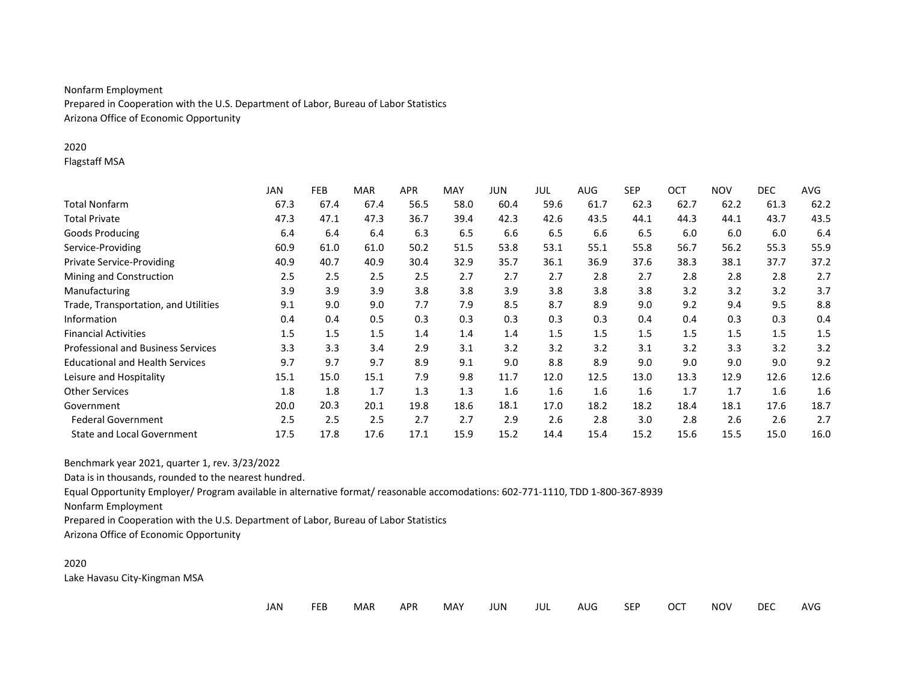Nonfarm Employment

Prepared in Cooperation with the U.S. Department of Labor, Bureau of Labor Statistics

Arizona Office of Economic Opportunity

2020

Flagstaff MSA

| | JAN | FEB | MAR | APR | MAY | JUN | JUL | AUG | SEP | OCT | NOV | DEC | AVG |
|---|---|---|---|---|---|---|---|---|---|---|---|---|---|
| Total Nonfarm | 67.3 | 67.4 | 67.4 | 56.5 | 58.0 | 60.4 | 59.6 | 61.7 | 62.3 | 62.7 | 62.2 | 61.3 | 62.2 |
| Total Private | 47.3 | 47.1 | 47.3 | 36.7 | 39.4 | 42.3 | 42.6 | 43.5 | 44.1 | 44.3 | 44.1 | 43.7 | 43.5 |
| Goods Producing | 6.4 | 6.4 | 6.4 | 6.3 | 6.5 | 6.6 | 6.5 | 6.6 | 6.5 | 6.0 | 6.0 | 6.0 | 6.4 |
| Service-Providing | 60.9 | 61.0 | 61.0 | 50.2 | 51.5 | 53.8 | 53.1 | 55.1 | 55.8 | 56.7 | 56.2 | 55.3 | 55.9 |
| Private Service-Providing | 40.9 | 40.7 | 40.9 | 30.4 | 32.9 | 35.7 | 36.1 | 36.9 | 37.6 | 38.3 | 38.1 | 37.7 | 37.2 |
| Mining and Construction | 2.5 | 2.5 | 2.5 | 2.5 | 2.7 | 2.7 | 2.7 | 2.8 | 2.7 | 2.8 | 2.8 | 2.8 | 2.7 |
| Manufacturing | 3.9 | 3.9 | 3.9 | 3.8 | 3.8 | 3.9 | 3.8 | 3.8 | 3.8 | 3.2 | 3.2 | 3.2 | 3.7 |
| Trade, Transportation, and Utilities | 9.1 | 9.0 | 9.0 | 7.7 | 7.9 | 8.5 | 8.7 | 8.9 | 9.0 | 9.2 | 9.4 | 9.5 | 8.8 |
| Information | 0.4 | 0.4 | 0.5 | 0.3 | 0.3 | 0.3 | 0.3 | 0.3 | 0.4 | 0.4 | 0.3 | 0.3 | 0.4 |
| Financial Activities | 1.5 | 1.5 | 1.5 | 1.4 | 1.4 | 1.4 | 1.5 | 1.5 | 1.5 | 1.5 | 1.5 | 1.5 | 1.5 |
| Professional and Business Services | 3.3 | 3.3 | 3.4 | 2.9 | 3.1 | 3.2 | 3.2 | 3.2 | 3.1 | 3.2 | 3.3 | 3.2 | 3.2 |
| Educational and Health Services | 9.7 | 9.7 | 9.7 | 8.9 | 9.1 | 9.0 | 8.8 | 8.9 | 9.0 | 9.0 | 9.0 | 9.0 | 9.2 |
| Leisure and Hospitality | 15.1 | 15.0 | 15.1 | 7.9 | 9.8 | 11.7 | 12.0 | 12.5 | 13.0 | 13.3 | 12.9 | 12.6 | 12.6 |
| Other Services | 1.8 | 1.8 | 1.7 | 1.3 | 1.3 | 1.6 | 1.6 | 1.6 | 1.6 | 1.7 | 1.7 | 1.6 | 1.6 |
| Government | 20.0 | 20.3 | 20.1 | 19.8 | 18.6 | 18.1 | 17.0 | 18.2 | 18.2 | 18.4 | 18.1 | 17.6 | 18.7 |
| Federal Government | 2.5 | 2.5 | 2.5 | 2.7 | 2.7 | 2.9 | 2.6 | 2.8 | 3.0 | 2.8 | 2.6 | 2.6 | 2.7 |
| State and Local Government | 17.5 | 17.8 | 17.6 | 17.1 | 15.9 | 15.2 | 14.4 | 15.4 | 15.2 | 15.6 | 15.5 | 15.0 | 16.0 |

Benchmark year 2021, quarter 1, rev. 3/23/2022

Data is in thousands, rounded to the nearest hundred.

Equal Opportunity Employer/ Program available in alternative format/ reasonable accomodations: 602-771-1110, TDD 1-800-367-8939

Nonfarm Employment

Prepared in Cooperation with the U.S. Department of Labor, Bureau of Labor Statistics

Arizona Office of Economic Opportunity

2020

Lake Havasu City-Kingman MSA

| | JAN | FEB | MAR | APR | MAY | JUN | JUL | AUG | SEP | OCT | NOV | DEC | AVG |
|---|---|---|---|---|---|---|---|---|---|---|---|---|---|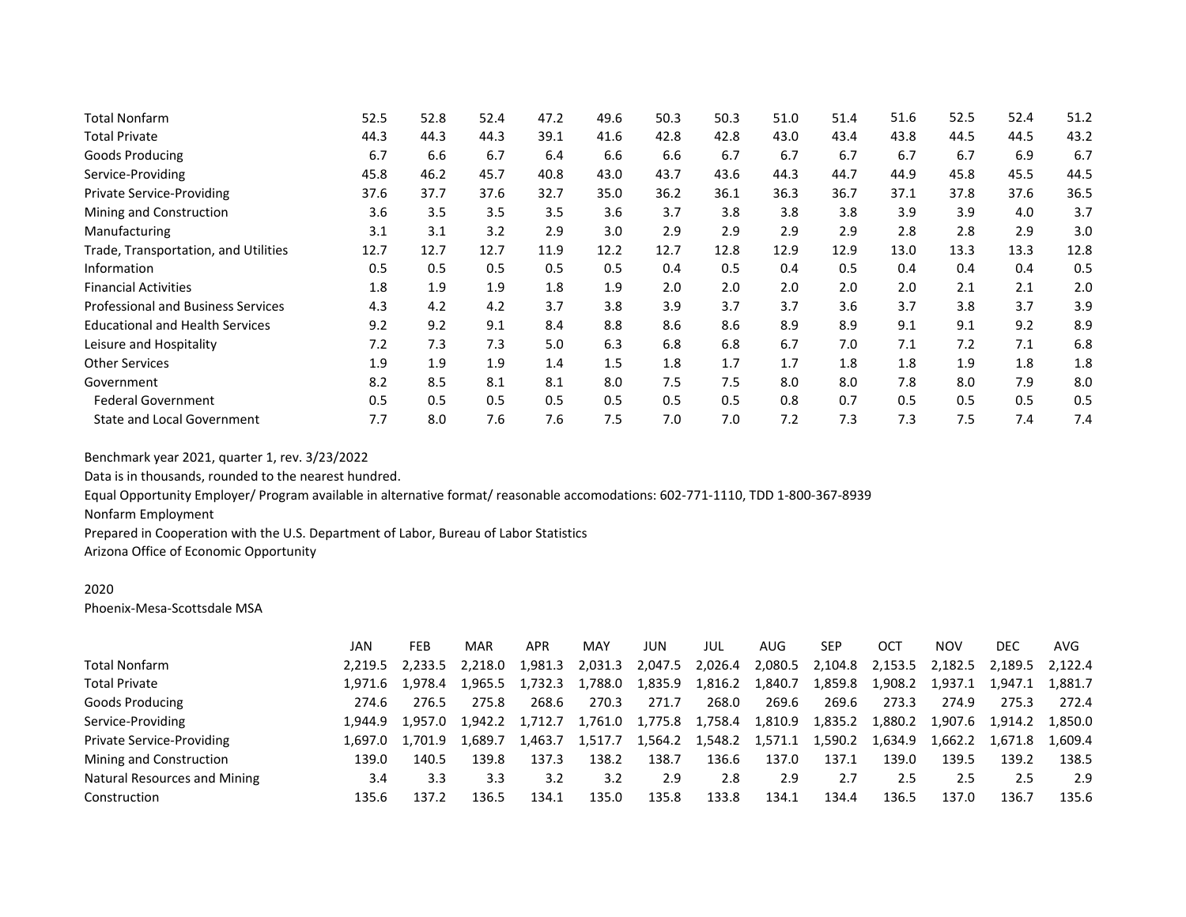| | JAN | FEB | MAR | APR | MAY | JUN | JUL | AUG | SEP | OCT | NOV | DEC | AVG |
|---|---|---|---|---|---|---|---|---|---|---|---|---|---|
| Total Nonfarm | 52.5 | 52.8 | 52.4 | 47.2 | 49.6 | 50.3 | 50.3 | 51.0 | 51.4 | 51.6 | 52.5 | 52.4 | 51.2 |
| Total Private | 44.3 | 44.3 | 44.3 | 39.1 | 41.6 | 42.8 | 42.8 | 43.0 | 43.4 | 43.8 | 44.5 | 44.5 | 43.2 |
| Goods Producing | 6.7 | 6.6 | 6.7 | 6.4 | 6.6 | 6.6 | 6.7 | 6.7 | 6.7 | 6.7 | 6.7 | 6.9 | 6.7 |
| Service-Providing | 45.8 | 46.2 | 45.7 | 40.8 | 43.0 | 43.7 | 43.6 | 44.3 | 44.7 | 44.9 | 45.8 | 45.5 | 44.5 |
| Private Service-Providing | 37.6 | 37.7 | 37.6 | 32.7 | 35.0 | 36.2 | 36.1 | 36.3 | 36.7 | 37.1 | 37.8 | 37.6 | 36.5 |
| Mining and Construction | 3.6 | 3.5 | 3.5 | 3.5 | 3.6 | 3.7 | 3.8 | 3.8 | 3.8 | 3.9 | 3.9 | 4.0 | 3.7 |
| Manufacturing | 3.1 | 3.1 | 3.2 | 2.9 | 3.0 | 2.9 | 2.9 | 2.9 | 2.9 | 2.8 | 2.8 | 2.9 | 3.0 |
| Trade, Transportation, and Utilities | 12.7 | 12.7 | 12.7 | 11.9 | 12.2 | 12.7 | 12.8 | 12.9 | 12.9 | 13.0 | 13.3 | 13.3 | 12.8 |
| Information | 0.5 | 0.5 | 0.5 | 0.5 | 0.5 | 0.4 | 0.5 | 0.4 | 0.5 | 0.4 | 0.4 | 0.4 | 0.5 |
| Financial Activities | 1.8 | 1.9 | 1.9 | 1.8 | 1.9 | 2.0 | 2.0 | 2.0 | 2.0 | 2.0 | 2.1 | 2.1 | 2.0 |
| Professional and Business Services | 4.3 | 4.2 | 4.2 | 3.7 | 3.8 | 3.9 | 3.7 | 3.7 | 3.6 | 3.7 | 3.8 | 3.7 | 3.9 |
| Educational and Health Services | 9.2 | 9.2 | 9.1 | 8.4 | 8.8 | 8.6 | 8.6 | 8.9 | 8.9 | 9.1 | 9.1 | 9.2 | 8.9 |
| Leisure and Hospitality | 7.2 | 7.3 | 7.3 | 5.0 | 6.3 | 6.8 | 6.8 | 6.7 | 7.0 | 7.1 | 7.2 | 7.1 | 6.8 |
| Other Services | 1.9 | 1.9 | 1.9 | 1.4 | 1.5 | 1.8 | 1.7 | 1.7 | 1.8 | 1.8 | 1.9 | 1.8 | 1.8 |
| Government | 8.2 | 8.5 | 8.1 | 8.1 | 8.0 | 7.5 | 7.5 | 8.0 | 8.0 | 7.8 | 8.0 | 7.9 | 8.0 |
| Federal Government | 0.5 | 0.5 | 0.5 | 0.5 | 0.5 | 0.5 | 0.5 | 0.8 | 0.7 | 0.5 | 0.5 | 0.5 | 0.5 |
| State and Local Government | 7.7 | 8.0 | 7.6 | 7.6 | 7.5 | 7.0 | 7.0 | 7.2 | 7.3 | 7.3 | 7.5 | 7.4 | 7.4 |

Benchmark year 2021, quarter 1, rev. 3/23/2022

Data is in thousands, rounded to the nearest hundred.

Equal Opportunity Employer/ Program available in alternative format/ reasonable accomodations: 602-771-1110, TDD 1-800-367-8939

Nonfarm Employment

Prepared in Cooperation with the U.S. Department of Labor, Bureau of Labor Statistics

Arizona Office of Economic Opportunity

2020

Phoenix-Mesa-Scottsdale MSA

| | JAN | FEB | MAR | APR | MAY | JUN | JUL | AUG | SEP | OCT | NOV | DEC | AVG |
|---|---|---|---|---|---|---|---|---|---|---|---|---|---|
| Total Nonfarm | 2,219.5 | 2,233.5 | 2,218.0 | 1,981.3 | 2,031.3 | 2,047.5 | 2,026.4 | 2,080.5 | 2,104.8 | 2,153.5 | 2,182.5 | 2,189.5 | 2,122.4 |
| Total Private | 1,971.6 | 1,978.4 | 1,965.5 | 1,732.3 | 1,788.0 | 1,835.9 | 1,816.2 | 1,840.7 | 1,859.8 | 1,908.2 | 1,937.1 | 1,947.1 | 1,881.7 |
| Goods Producing | 274.6 | 276.5 | 275.8 | 268.6 | 270.3 | 271.7 | 268.0 | 269.6 | 269.6 | 273.3 | 274.9 | 275.3 | 272.4 |
| Service-Providing | 1,944.9 | 1,957.0 | 1,942.2 | 1,712.7 | 1,761.0 | 1,775.8 | 1,758.4 | 1,810.9 | 1,835.2 | 1,880.2 | 1,907.6 | 1,914.2 | 1,850.0 |
| Private Service-Providing | 1,697.0 | 1,701.9 | 1,689.7 | 1,463.7 | 1,517.7 | 1,564.2 | 1,548.2 | 1,571.1 | 1,590.2 | 1,634.9 | 1,662.2 | 1,671.8 | 1,609.4 |
| Mining and Construction | 139.0 | 140.5 | 139.8 | 137.3 | 138.2 | 138.7 | 136.6 | 137.0 | 137.1 | 139.0 | 139.5 | 139.2 | 138.5 |
| Natural Resources and Mining | 3.4 | 3.3 | 3.3 | 3.2 | 3.2 | 2.9 | 2.8 | 2.9 | 2.7 | 2.5 | 2.5 | 2.5 | 2.9 |
| Construction | 135.6 | 137.2 | 136.5 | 134.1 | 135.0 | 135.8 | 133.8 | 134.1 | 134.4 | 136.5 | 137.0 | 136.7 | 135.6 |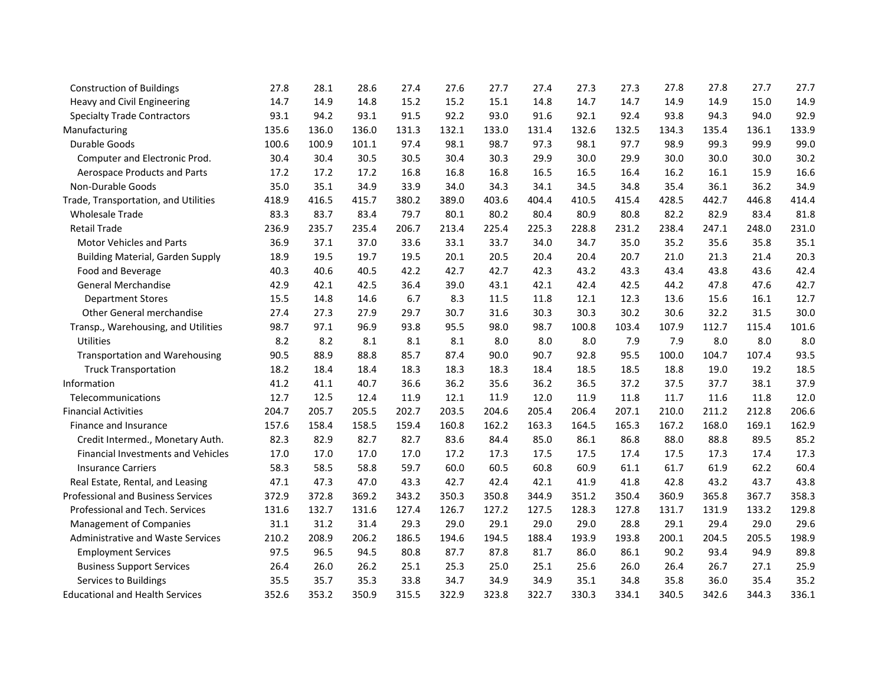| | | | | | | | | | | | | | |
|---|---|---|---|---|---|---|---|---|---|---|---|---|---|
| Construction of Buildings | 27.8 | 28.1 | 28.6 | 27.4 | 27.6 | 27.7 | 27.4 | 27.3 | 27.3 | 27.8 | 27.8 | 27.7 | 27.7 |
| Heavy and Civil Engineering | 14.7 | 14.9 | 14.8 | 15.2 | 15.2 | 15.1 | 14.8 | 14.7 | 14.7 | 14.9 | 14.9 | 15.0 | 14.9 |
| Specialty Trade Contractors | 93.1 | 94.2 | 93.1 | 91.5 | 92.2 | 93.0 | 91.6 | 92.1 | 92.4 | 93.8 | 94.3 | 94.0 | 92.9 |
| Manufacturing | 135.6 | 136.0 | 136.0 | 131.3 | 132.1 | 133.0 | 131.4 | 132.6 | 132.5 | 134.3 | 135.4 | 136.1 | 133.9 |
| Durable Goods | 100.6 | 100.9 | 101.1 | 97.4 | 98.1 | 98.7 | 97.3 | 98.1 | 97.7 | 98.9 | 99.3 | 99.9 | 99.0 |
| Computer and Electronic Prod. | 30.4 | 30.4 | 30.5 | 30.5 | 30.4 | 30.3 | 29.9 | 30.0 | 29.9 | 30.0 | 30.0 | 30.0 | 30.2 |
| Aerospace Products and Parts | 17.2 | 17.2 | 17.2 | 16.8 | 16.8 | 16.8 | 16.5 | 16.5 | 16.4 | 16.2 | 16.1 | 15.9 | 16.6 |
| Non-Durable Goods | 35.0 | 35.1 | 34.9 | 33.9 | 34.0 | 34.3 | 34.1 | 34.5 | 34.8 | 35.4 | 36.1 | 36.2 | 34.9 |
| Trade, Transportation, and Utilities | 418.9 | 416.5 | 415.7 | 380.2 | 389.0 | 403.6 | 404.4 | 410.5 | 415.4 | 428.5 | 442.7 | 446.8 | 414.4 |
| Wholesale Trade | 83.3 | 83.7 | 83.4 | 79.7 | 80.1 | 80.2 | 80.4 | 80.9 | 80.8 | 82.2 | 82.9 | 83.4 | 81.8 |
| Retail Trade | 236.9 | 235.7 | 235.4 | 206.7 | 213.4 | 225.4 | 225.3 | 228.8 | 231.2 | 238.4 | 247.1 | 248.0 | 231.0 |
| Motor Vehicles and Parts | 36.9 | 37.1 | 37.0 | 33.6 | 33.1 | 33.7 | 34.0 | 34.7 | 35.0 | 35.2 | 35.6 | 35.8 | 35.1 |
| Building Material, Garden Supply | 18.9 | 19.5 | 19.7 | 19.5 | 20.1 | 20.5 | 20.4 | 20.4 | 20.7 | 21.0 | 21.3 | 21.4 | 20.3 |
| Food and Beverage | 40.3 | 40.6 | 40.5 | 42.2 | 42.7 | 42.7 | 42.3 | 43.2 | 43.3 | 43.4 | 43.8 | 43.6 | 42.4 |
| General Merchandise | 42.9 | 42.1 | 42.5 | 36.4 | 39.0 | 43.1 | 42.1 | 42.4 | 42.5 | 44.2 | 47.8 | 47.6 | 42.7 |
| Department Stores | 15.5 | 14.8 | 14.6 | 6.7 | 8.3 | 11.5 | 11.8 | 12.1 | 12.3 | 13.6 | 15.6 | 16.1 | 12.7 |
| Other General merchandise | 27.4 | 27.3 | 27.9 | 29.7 | 30.7 | 31.6 | 30.3 | 30.3 | 30.2 | 30.6 | 32.2 | 31.5 | 30.0 |
| Transp., Warehousing, and Utilities | 98.7 | 97.1 | 96.9 | 93.8 | 95.5 | 98.0 | 98.7 | 100.8 | 103.4 | 107.9 | 112.7 | 115.4 | 101.6 |
| Utilities | 8.2 | 8.2 | 8.1 | 8.1 | 8.1 | 8.0 | 8.0 | 8.0 | 7.9 | 7.9 | 8.0 | 8.0 | 8.0 |
| Transportation and Warehousing | 90.5 | 88.9 | 88.8 | 85.7 | 87.4 | 90.0 | 90.7 | 92.8 | 95.5 | 100.0 | 104.7 | 107.4 | 93.5 |
| Truck Transportation | 18.2 | 18.4 | 18.4 | 18.3 | 18.3 | 18.3 | 18.4 | 18.5 | 18.5 | 18.8 | 19.0 | 19.2 | 18.5 |
| Information | 41.2 | 41.1 | 40.7 | 36.6 | 36.2 | 35.6 | 36.2 | 36.5 | 37.2 | 37.5 | 37.7 | 38.1 | 37.9 |
| Telecommunications | 12.7 | 12.5 | 12.4 | 11.9 | 12.1 | 11.9 | 12.0 | 11.9 | 11.8 | 11.7 | 11.6 | 11.8 | 12.0 |
| Financial Activities | 204.7 | 205.7 | 205.5 | 202.7 | 203.5 | 204.6 | 205.4 | 206.4 | 207.1 | 210.0 | 211.2 | 212.8 | 206.6 |
| Finance and Insurance | 157.6 | 158.4 | 158.5 | 159.4 | 160.8 | 162.2 | 163.3 | 164.5 | 165.3 | 167.2 | 168.0 | 169.1 | 162.9 |
| Credit Intermed., Monetary Auth. | 82.3 | 82.9 | 82.7 | 82.7 | 83.6 | 84.4 | 85.0 | 86.1 | 86.8 | 88.0 | 88.8 | 89.5 | 85.2 |
| Financial Investments and Vehicles | 17.0 | 17.0 | 17.0 | 17.0 | 17.2 | 17.3 | 17.5 | 17.5 | 17.4 | 17.5 | 17.3 | 17.4 | 17.3 |
| Insurance Carriers | 58.3 | 58.5 | 58.8 | 59.7 | 60.0 | 60.5 | 60.8 | 60.9 | 61.1 | 61.7 | 61.9 | 62.2 | 60.4 |
| Real Estate, Rental, and Leasing | 47.1 | 47.3 | 47.0 | 43.3 | 42.7 | 42.4 | 42.1 | 41.9 | 41.8 | 42.8 | 43.2 | 43.7 | 43.8 |
| Professional and Business Services | 372.9 | 372.8 | 369.2 | 343.2 | 350.3 | 350.8 | 344.9 | 351.2 | 350.4 | 360.9 | 365.8 | 367.7 | 358.3 |
| Professional and Tech. Services | 131.6 | 132.7 | 131.6 | 127.4 | 126.7 | 127.2 | 127.5 | 128.3 | 127.8 | 131.7 | 131.9 | 133.2 | 129.8 |
| Management of Companies | 31.1 | 31.2 | 31.4 | 29.3 | 29.0 | 29.1 | 29.0 | 29.0 | 28.8 | 29.1 | 29.4 | 29.0 | 29.6 |
| Administrative and Waste Services | 210.2 | 208.9 | 206.2 | 186.5 | 194.6 | 194.5 | 188.4 | 193.9 | 193.8 | 200.1 | 204.5 | 205.5 | 198.9 |
| Employment Services | 97.5 | 96.5 | 94.5 | 80.8 | 87.7 | 87.8 | 81.7 | 86.0 | 86.1 | 90.2 | 93.4 | 94.9 | 89.8 |
| Business Support Services | 26.4 | 26.0 | 26.2 | 25.1 | 25.3 | 25.0 | 25.1 | 25.6 | 26.0 | 26.4 | 26.7 | 27.1 | 25.9 |
| Services to Buildings | 35.5 | 35.7 | 35.3 | 33.8 | 34.7 | 34.9 | 34.9 | 35.1 | 34.8 | 35.8 | 36.0 | 35.4 | 35.2 |
| Educational and Health Services | 352.6 | 353.2 | 350.9 | 315.5 | 322.9 | 323.8 | 322.7 | 330.3 | 334.1 | 340.5 | 342.6 | 344.3 | 336.1 |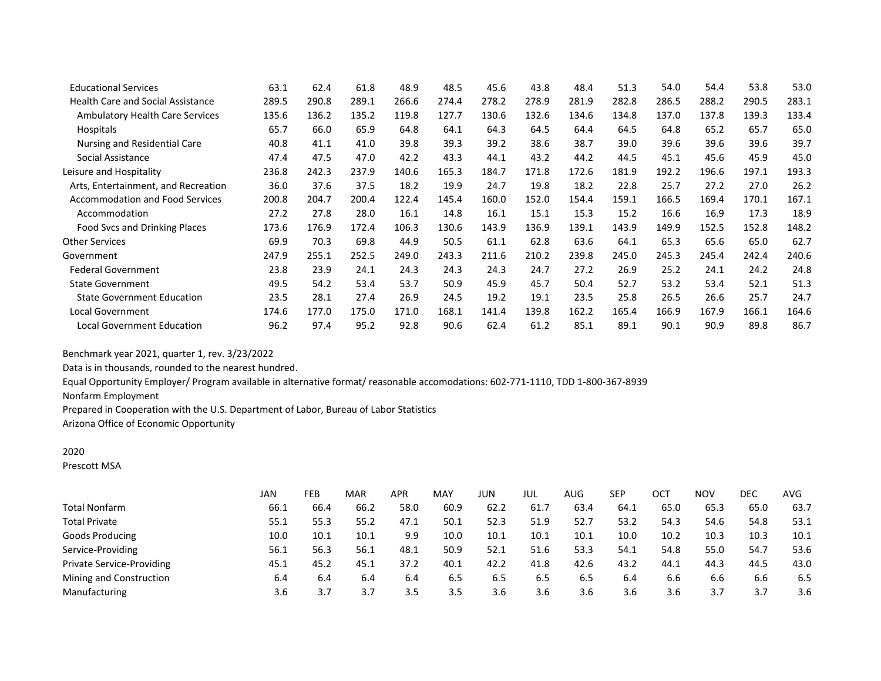| | | | | | | | | | | | | | |
|---|---|---|---|---|---|---|---|---|---|---|---|---|---|
| Educational Services | 63.1 | 62.4 | 61.8 | 48.9 | 48.5 | 45.6 | 43.8 | 48.4 | 51.3 | 54.0 | 54.4 | 53.8 | 53.0 |
| Health Care and Social Assistance | 289.5 | 290.8 | 289.1 | 266.6 | 274.4 | 278.2 | 278.9 | 281.9 | 282.8 | 286.5 | 288.2 | 290.5 | 283.1 |
| Ambulatory Health Care Services | 135.6 | 136.2 | 135.2 | 119.8 | 127.7 | 130.6 | 132.6 | 134.6 | 134.8 | 137.0 | 137.8 | 139.3 | 133.4 |
| Hospitals | 65.7 | 66.0 | 65.9 | 64.8 | 64.1 | 64.3 | 64.5 | 64.4 | 64.5 | 64.8 | 65.2 | 65.7 | 65.0 |
| Nursing and Residential Care | 40.8 | 41.1 | 41.0 | 39.8 | 39.3 | 39.2 | 38.6 | 38.7 | 39.0 | 39.6 | 39.6 | 39.6 | 39.7 |
| Social Assistance | 47.4 | 47.5 | 47.0 | 42.2 | 43.3 | 44.1 | 43.2 | 44.2 | 44.5 | 45.1 | 45.6 | 45.9 | 45.0 |
| Leisure and Hospitality | 236.8 | 242.3 | 237.9 | 140.6 | 165.3 | 184.7 | 171.8 | 172.6 | 181.9 | 192.2 | 196.6 | 197.1 | 193.3 |
| Arts, Entertainment, and Recreation | 36.0 | 37.6 | 37.5 | 18.2 | 19.9 | 24.7 | 19.8 | 18.2 | 22.8 | 25.7 | 27.2 | 27.0 | 26.2 |
| Accommodation and Food Services | 200.8 | 204.7 | 200.4 | 122.4 | 145.4 | 160.0 | 152.0 | 154.4 | 159.1 | 166.5 | 169.4 | 170.1 | 167.1 |
| Accommodation | 27.2 | 27.8 | 28.0 | 16.1 | 14.8 | 16.1 | 15.1 | 15.3 | 15.2 | 16.6 | 16.9 | 17.3 | 18.9 |
| Food Svcs and Drinking Places | 173.6 | 176.9 | 172.4 | 106.3 | 130.6 | 143.9 | 136.9 | 139.1 | 143.9 | 149.9 | 152.5 | 152.8 | 148.2 |
| Other Services | 69.9 | 70.3 | 69.8 | 44.9 | 50.5 | 61.1 | 62.8 | 63.6 | 64.1 | 65.3 | 65.6 | 65.0 | 62.7 |
| Government | 247.9 | 255.1 | 252.5 | 249.0 | 243.3 | 211.6 | 210.2 | 239.8 | 245.0 | 245.3 | 245.4 | 242.4 | 240.6 |
| Federal Government | 23.8 | 23.9 | 24.1 | 24.3 | 24.3 | 24.3 | 24.7 | 27.2 | 26.9 | 25.2 | 24.1 | 24.2 | 24.8 |
| State Government | 49.5 | 54.2 | 53.4 | 53.7 | 50.9 | 45.9 | 45.7 | 50.4 | 52.7 | 53.2 | 53.4 | 52.1 | 51.3 |
| State Government Education | 23.5 | 28.1 | 27.4 | 26.9 | 24.5 | 19.2 | 19.1 | 23.5 | 25.8 | 26.5 | 26.6 | 25.7 | 24.7 |
| Local Government | 174.6 | 177.0 | 175.0 | 171.0 | 168.1 | 141.4 | 139.8 | 162.2 | 165.4 | 166.9 | 167.9 | 166.1 | 164.6 |
| Local Government Education | 96.2 | 97.4 | 95.2 | 92.8 | 90.6 | 62.4 | 61.2 | 85.1 | 89.1 | 90.1 | 90.9 | 89.8 | 86.7 |

Benchmark year 2021, quarter 1, rev. 3/23/2022
Data is in thousands, rounded to the nearest hundred.
Equal Opportunity Employer/ Program available in alternative format/ reasonable accomodations: 602-771-1110, TDD 1-800-367-8939
Nonfarm Employment
Prepared in Cooperation with the U.S. Department of Labor, Bureau of Labor Statistics
Arizona Office of Economic Opportunity

2020
Prescott MSA

| | JAN | FEB | MAR | APR | MAY | JUN | JUL | AUG | SEP | OCT | NOV | DEC | AVG |
|---|---|---|---|---|---|---|---|---|---|---|---|---|---|
| Total Nonfarm | 66.1 | 66.4 | 66.2 | 58.0 | 60.9 | 62.2 | 61.7 | 63.4 | 64.1 | 65.0 | 65.3 | 65.0 | 63.7 |
| Total Private | 55.1 | 55.3 | 55.2 | 47.1 | 50.1 | 52.3 | 51.9 | 52.7 | 53.2 | 54.3 | 54.6 | 54.8 | 53.1 |
| Goods Producing | 10.0 | 10.1 | 10.1 | 9.9 | 10.0 | 10.1 | 10.1 | 10.1 | 10.0 | 10.2 | 10.3 | 10.3 | 10.1 |
| Service-Providing | 56.1 | 56.3 | 56.1 | 48.1 | 50.9 | 52.1 | 51.6 | 53.3 | 54.1 | 54.8 | 55.0 | 54.7 | 53.6 |
| Private Service-Providing | 45.1 | 45.2 | 45.1 | 37.2 | 40.1 | 42.2 | 41.8 | 42.6 | 43.2 | 44.1 | 44.3 | 44.5 | 43.0 |
| Mining and Construction | 6.4 | 6.4 | 6.4 | 6.4 | 6.5 | 6.5 | 6.5 | 6.5 | 6.4 | 6.6 | 6.6 | 6.6 | 6.5 |
| Manufacturing | 3.6 | 3.7 | 3.7 | 3.5 | 3.5 | 3.6 | 3.6 | 3.6 | 3.6 | 3.6 | 3.7 | 3.7 | 3.6 |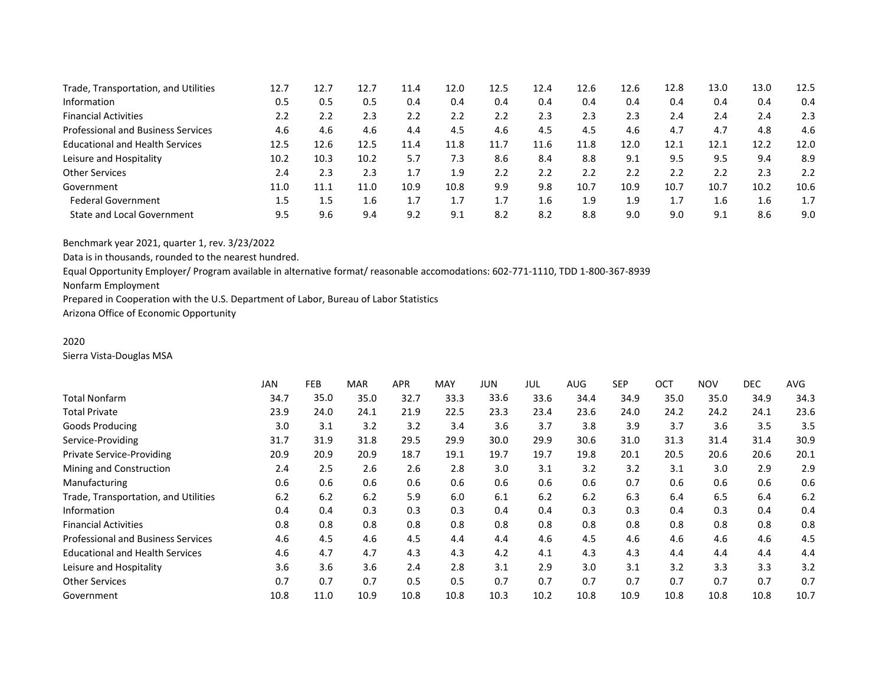| | | | | | | | | | | | | | |
|---|---|---|---|---|---|---|---|---|---|---|---|---|---|
| Trade, Transportation, and Utilities | 12.7 | 12.7 | 12.7 | 11.4 | 12.0 | 12.5 | 12.4 | 12.6 | 12.6 | 12.8 | 13.0 | 13.0 | 12.5 |
| Information | 0.5 | 0.5 | 0.5 | 0.4 | 0.4 | 0.4 | 0.4 | 0.4 | 0.4 | 0.4 | 0.4 | 0.4 | 0.4 |
| Financial Activities | 2.2 | 2.2 | 2.3 | 2.2 | 2.2 | 2.2 | 2.3 | 2.3 | 2.3 | 2.4 | 2.4 | 2.4 | 2.3 |
| Professional and Business Services | 4.6 | 4.6 | 4.6 | 4.4 | 4.5 | 4.6 | 4.5 | 4.5 | 4.6 | 4.7 | 4.7 | 4.8 | 4.6 |
| Educational and Health Services | 12.5 | 12.6 | 12.5 | 11.4 | 11.8 | 11.7 | 11.6 | 11.8 | 12.0 | 12.1 | 12.1 | 12.2 | 12.0 |
| Leisure and Hospitality | 10.2 | 10.3 | 10.2 | 5.7 | 7.3 | 8.6 | 8.4 | 8.8 | 9.1 | 9.5 | 9.5 | 9.4 | 8.9 |
| Other Services | 2.4 | 2.3 | 2.3 | 1.7 | 1.9 | 2.2 | 2.2 | 2.2 | 2.2 | 2.2 | 2.2 | 2.3 | 2.2 |
| Government | 11.0 | 11.1 | 11.0 | 10.9 | 10.8 | 9.9 | 9.8 | 10.7 | 10.9 | 10.7 | 10.7 | 10.2 | 10.6 |
| Federal Government | 1.5 | 1.5 | 1.6 | 1.7 | 1.7 | 1.7 | 1.6 | 1.9 | 1.9 | 1.7 | 1.6 | 1.6 | 1.7 |
| State and Local Government | 9.5 | 9.6 | 9.4 | 9.2 | 9.1 | 8.2 | 8.2 | 8.8 | 9.0 | 9.0 | 9.1 | 8.6 | 9.0 |

Benchmark year 2021, quarter 1, rev. 3/23/2022

Data is in thousands, rounded to the nearest hundred.

Equal Opportunity Employer/ Program available in alternative format/ reasonable accomodations: 602-771-1110, TDD 1-800-367-8939

Nonfarm Employment

Prepared in Cooperation with the U.S. Department of Labor, Bureau of Labor Statistics

Arizona Office of Economic Opportunity

2020

Sierra Vista-Douglas MSA

| | JAN | FEB | MAR | APR | MAY | JUN | JUL | AUG | SEP | OCT | NOV | DEC | AVG |
|---|---|---|---|---|---|---|---|---|---|---|---|---|---|
| Total Nonfarm | 34.7 | 35.0 | 35.0 | 32.7 | 33.3 | 33.6 | 33.6 | 34.4 | 34.9 | 35.0 | 35.0 | 34.9 | 34.3 |
| Total Private | 23.9 | 24.0 | 24.1 | 21.9 | 22.5 | 23.3 | 23.4 | 23.6 | 24.0 | 24.2 | 24.2 | 24.1 | 23.6 |
| Goods Producing | 3.0 | 3.1 | 3.2 | 3.2 | 3.4 | 3.6 | 3.7 | 3.8 | 3.9 | 3.7 | 3.6 | 3.5 | 3.5 |
| Service-Providing | 31.7 | 31.9 | 31.8 | 29.5 | 29.9 | 30.0 | 29.9 | 30.6 | 31.0 | 31.3 | 31.4 | 31.4 | 30.9 |
| Private Service-Providing | 20.9 | 20.9 | 20.9 | 18.7 | 19.1 | 19.7 | 19.7 | 19.8 | 20.1 | 20.5 | 20.6 | 20.6 | 20.1 |
| Mining and Construction | 2.4 | 2.5 | 2.6 | 2.6 | 2.8 | 3.0 | 3.1 | 3.2 | 3.2 | 3.1 | 3.0 | 2.9 | 2.9 |
| Manufacturing | 0.6 | 0.6 | 0.6 | 0.6 | 0.6 | 0.6 | 0.6 | 0.6 | 0.7 | 0.6 | 0.6 | 0.6 | 0.6 |
| Trade, Transportation, and Utilities | 6.2 | 6.2 | 6.2 | 5.9 | 6.0 | 6.1 | 6.2 | 6.2 | 6.3 | 6.4 | 6.5 | 6.4 | 6.2 |
| Information | 0.4 | 0.4 | 0.3 | 0.3 | 0.3 | 0.4 | 0.4 | 0.3 | 0.3 | 0.4 | 0.3 | 0.4 | 0.4 |
| Financial Activities | 0.8 | 0.8 | 0.8 | 0.8 | 0.8 | 0.8 | 0.8 | 0.8 | 0.8 | 0.8 | 0.8 | 0.8 | 0.8 |
| Professional and Business Services | 4.6 | 4.5 | 4.6 | 4.5 | 4.4 | 4.4 | 4.6 | 4.5 | 4.6 | 4.6 | 4.6 | 4.6 | 4.5 |
| Educational and Health Services | 4.6 | 4.7 | 4.7 | 4.3 | 4.3 | 4.2 | 4.1 | 4.3 | 4.3 | 4.4 | 4.4 | 4.4 | 4.4 |
| Leisure and Hospitality | 3.6 | 3.6 | 3.6 | 2.4 | 2.8 | 3.1 | 2.9 | 3.0 | 3.1 | 3.2 | 3.3 | 3.3 | 3.2 |
| Other Services | 0.7 | 0.7 | 0.7 | 0.5 | 0.5 | 0.7 | 0.7 | 0.7 | 0.7 | 0.7 | 0.7 | 0.7 | 0.7 |
| Government | 10.8 | 11.0 | 10.9 | 10.8 | 10.8 | 10.3 | 10.2 | 10.8 | 10.9 | 10.8 | 10.8 | 10.8 | 10.7 |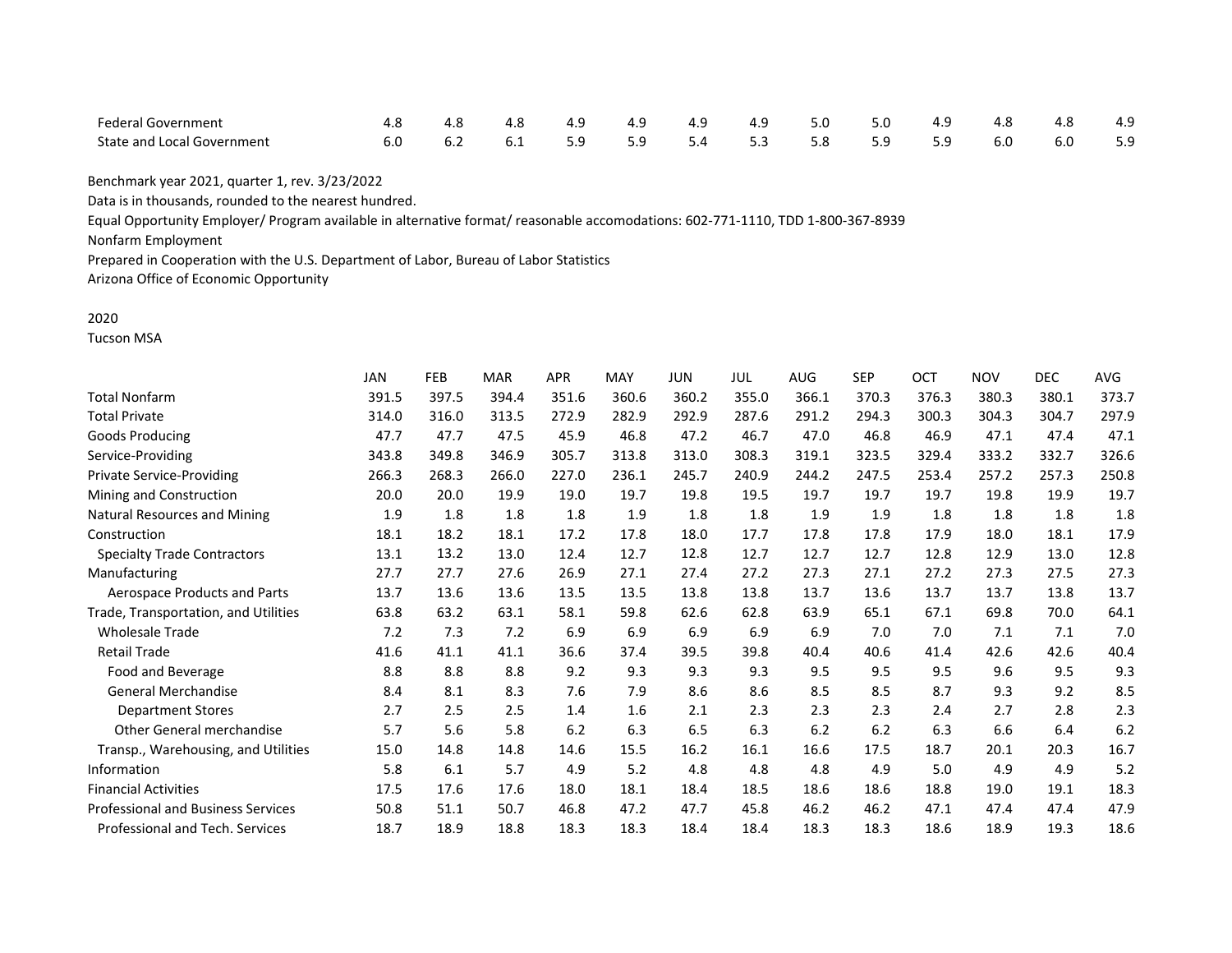| | JAN | FEB | MAR | APR | MAY | JUN | JUL | AUG | SEP | OCT | NOV | DEC | AVG |
|---|---|---|---|---|---|---|---|---|---|---|---|---|---|
| Federal Government | 4.8 | 4.8 | 4.8 | 4.9 | 4.9 | 4.9 | 4.9 | 5.0 | 5.0 | 4.9 | 4.8 | 4.8 | 4.9 |
| State and Local Government | 6.0 | 6.2 | 6.1 | 5.9 | 5.9 | 5.4 | 5.3 | 5.8 | 5.9 | 5.9 | 6.0 | 6.0 | 5.9 |

Benchmark year 2021, quarter 1, rev. 3/23/2022

Data is in thousands, rounded to the nearest hundred.

Equal Opportunity Employer/ Program available in alternative format/ reasonable accomodations: 602-771-1110, TDD 1-800-367-8939

Nonfarm Employment

Prepared in Cooperation with the U.S. Department of Labor, Bureau of Labor Statistics

Arizona Office of Economic Opportunity

2020

Tucson MSA

| | JAN | FEB | MAR | APR | MAY | JUN | JUL | AUG | SEP | OCT | NOV | DEC | AVG |
|---|---|---|---|---|---|---|---|---|---|---|---|---|---|
| Total Nonfarm | 391.5 | 397.5 | 394.4 | 351.6 | 360.6 | 360.2 | 355.0 | 366.1 | 370.3 | 376.3 | 380.3 | 380.1 | 373.7 |
| Total Private | 314.0 | 316.0 | 313.5 | 272.9 | 282.9 | 292.9 | 287.6 | 291.2 | 294.3 | 300.3 | 304.3 | 304.7 | 297.9 |
| Goods Producing | 47.7 | 47.7 | 47.5 | 45.9 | 46.8 | 47.2 | 46.7 | 47.0 | 46.8 | 46.9 | 47.1 | 47.4 | 47.1 |
| Service-Providing | 343.8 | 349.8 | 346.9 | 305.7 | 313.8 | 313.0 | 308.3 | 319.1 | 323.5 | 329.4 | 333.2 | 332.7 | 326.6 |
| Private Service-Providing | 266.3 | 268.3 | 266.0 | 227.0 | 236.1 | 245.7 | 240.9 | 244.2 | 247.5 | 253.4 | 257.2 | 257.3 | 250.8 |
| Mining and Construction | 20.0 | 20.0 | 19.9 | 19.0 | 19.7 | 19.8 | 19.5 | 19.7 | 19.7 | 19.7 | 19.8 | 19.9 | 19.7 |
| Natural Resources and Mining | 1.9 | 1.8 | 1.8 | 1.8 | 1.9 | 1.8 | 1.8 | 1.9 | 1.9 | 1.8 | 1.8 | 1.8 | 1.8 |
| Construction | 18.1 | 18.2 | 18.1 | 17.2 | 17.8 | 18.0 | 17.7 | 17.8 | 17.8 | 17.9 | 18.0 | 18.1 | 17.9 |
| Specialty Trade Contractors | 13.1 | 13.2 | 13.0 | 12.4 | 12.7 | 12.8 | 12.7 | 12.7 | 12.7 | 12.8 | 12.9 | 13.0 | 12.8 |
| Manufacturing | 27.7 | 27.7 | 27.6 | 26.9 | 27.1 | 27.4 | 27.2 | 27.3 | 27.1 | 27.2 | 27.3 | 27.5 | 27.3 |
| Aerospace Products and Parts | 13.7 | 13.6 | 13.6 | 13.5 | 13.5 | 13.8 | 13.8 | 13.7 | 13.6 | 13.7 | 13.7 | 13.8 | 13.7 |
| Trade, Transportation, and Utilities | 63.8 | 63.2 | 63.1 | 58.1 | 59.8 | 62.6 | 62.8 | 63.9 | 65.1 | 67.1 | 69.8 | 70.0 | 64.1 |
| Wholesale Trade | 7.2 | 7.3 | 7.2 | 6.9 | 6.9 | 6.9 | 6.9 | 6.9 | 7.0 | 7.0 | 7.1 | 7.1 | 7.0 |
| Retail Trade | 41.6 | 41.1 | 41.1 | 36.6 | 37.4 | 39.5 | 39.8 | 40.4 | 40.6 | 41.4 | 42.6 | 42.6 | 40.4 |
| Food and Beverage | 8.8 | 8.8 | 8.8 | 9.2 | 9.3 | 9.3 | 9.3 | 9.5 | 9.5 | 9.5 | 9.6 | 9.5 | 9.3 |
| General Merchandise | 8.4 | 8.1 | 8.3 | 7.6 | 7.9 | 8.6 | 8.6 | 8.5 | 8.5 | 8.7 | 9.3 | 9.2 | 8.5 |
| Department Stores | 2.7 | 2.5 | 2.5 | 1.4 | 1.6 | 2.1 | 2.3 | 2.3 | 2.3 | 2.4 | 2.7 | 2.8 | 2.3 |
| Other General merchandise | 5.7 | 5.6 | 5.8 | 6.2 | 6.3 | 6.5 | 6.3 | 6.2 | 6.2 | 6.3 | 6.6 | 6.4 | 6.2 |
| Transp., Warehousing, and Utilities | 15.0 | 14.8 | 14.8 | 14.6 | 15.5 | 16.2 | 16.1 | 16.6 | 17.5 | 18.7 | 20.1 | 20.3 | 16.7 |
| Information | 5.8 | 6.1 | 5.7 | 4.9 | 5.2 | 4.8 | 4.8 | 4.8 | 4.9 | 5.0 | 4.9 | 4.9 | 5.2 |
| Financial Activities | 17.5 | 17.6 | 17.6 | 18.0 | 18.1 | 18.4 | 18.5 | 18.6 | 18.6 | 18.8 | 19.0 | 19.1 | 18.3 |
| Professional and Business Services | 50.8 | 51.1 | 50.7 | 46.8 | 47.2 | 47.7 | 45.8 | 46.2 | 46.2 | 47.1 | 47.4 | 47.4 | 47.9 |
| Professional and Tech. Services | 18.7 | 18.9 | 18.8 | 18.3 | 18.3 | 18.4 | 18.4 | 18.3 | 18.3 | 18.6 | 18.9 | 19.3 | 18.6 |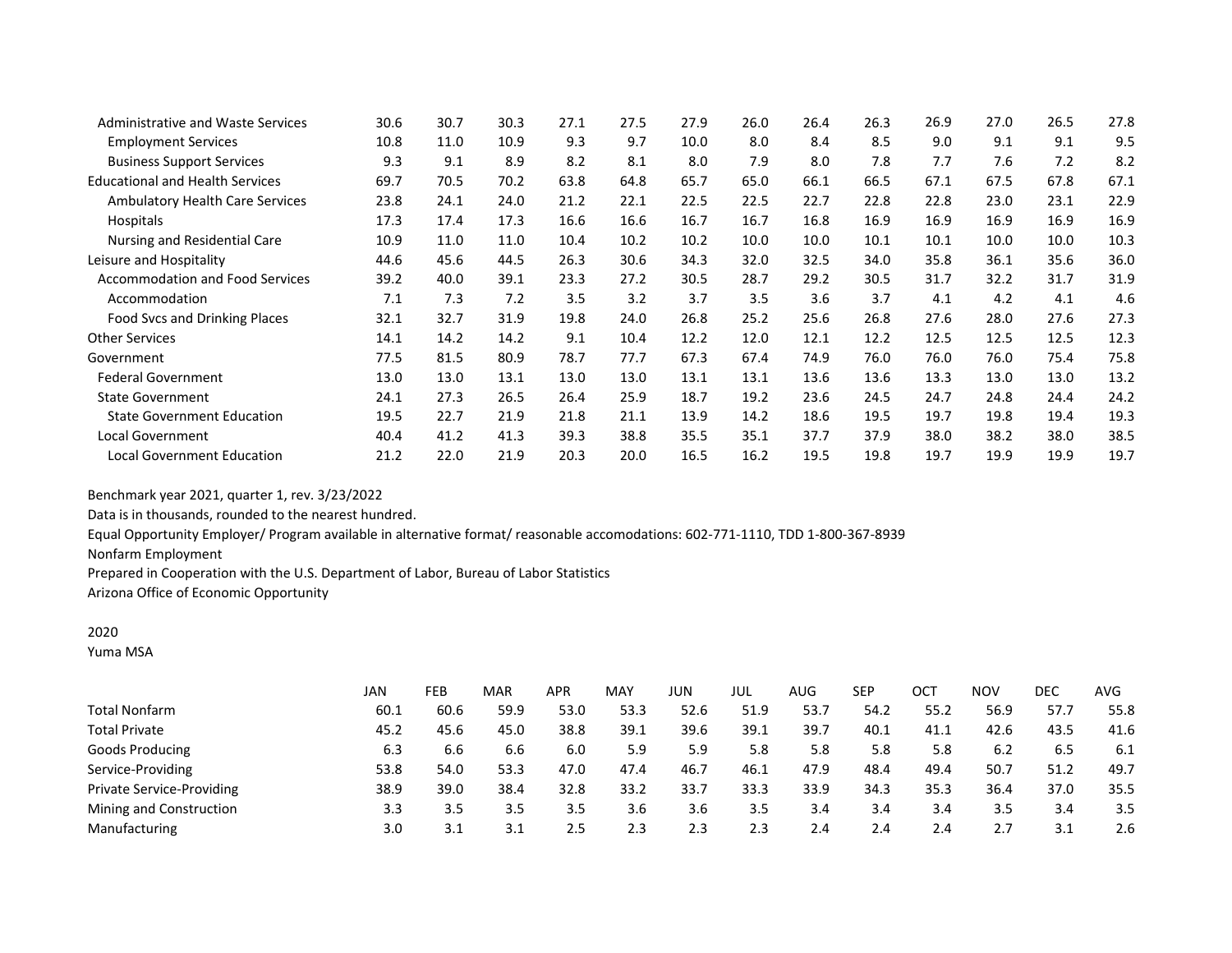| | | | | | | | | | | | | | |
|---|---|---|---|---|---|---|---|---|---|---|---|---|---|
| Administrative and Waste Services | 30.6 | 30.7 | 30.3 | 27.1 | 27.5 | 27.9 | 26.0 | 26.4 | 26.3 | 26.9 | 27.0 | 26.5 | 27.8 |
| Employment Services | 10.8 | 11.0 | 10.9 | 9.3 | 9.7 | 10.0 | 8.0 | 8.4 | 8.5 | 9.0 | 9.1 | 9.1 | 9.5 |
| Business Support Services | 9.3 | 9.1 | 8.9 | 8.2 | 8.1 | 8.0 | 7.9 | 8.0 | 7.8 | 7.7 | 7.6 | 7.2 | 8.2 |
| Educational and Health Services | 69.7 | 70.5 | 70.2 | 63.8 | 64.8 | 65.7 | 65.0 | 66.1 | 66.5 | 67.1 | 67.5 | 67.8 | 67.1 |
| Ambulatory Health Care Services | 23.8 | 24.1 | 24.0 | 21.2 | 22.1 | 22.5 | 22.5 | 22.7 | 22.8 | 22.8 | 23.0 | 23.1 | 22.9 |
| Hospitals | 17.3 | 17.4 | 17.3 | 16.6 | 16.6 | 16.7 | 16.7 | 16.8 | 16.9 | 16.9 | 16.9 | 16.9 | 16.9 |
| Nursing and Residential Care | 10.9 | 11.0 | 11.0 | 10.4 | 10.2 | 10.2 | 10.0 | 10.0 | 10.1 | 10.1 | 10.0 | 10.0 | 10.3 |
| Leisure and Hospitality | 44.6 | 45.6 | 44.5 | 26.3 | 30.6 | 34.3 | 32.0 | 32.5 | 34.0 | 35.8 | 36.1 | 35.6 | 36.0 |
| Accommodation and Food Services | 39.2 | 40.0 | 39.1 | 23.3 | 27.2 | 30.5 | 28.7 | 29.2 | 30.5 | 31.7 | 32.2 | 31.7 | 31.9 |
| Accommodation | 7.1 | 7.3 | 7.2 | 3.5 | 3.2 | 3.7 | 3.5 | 3.6 | 3.7 | 4.1 | 4.2 | 4.1 | 4.6 |
| Food Svcs and Drinking Places | 32.1 | 32.7 | 31.9 | 19.8 | 24.0 | 26.8 | 25.2 | 25.6 | 26.8 | 27.6 | 28.0 | 27.6 | 27.3 |
| Other Services | 14.1 | 14.2 | 14.2 | 9.1 | 10.4 | 12.2 | 12.0 | 12.1 | 12.2 | 12.5 | 12.5 | 12.5 | 12.3 |
| Government | 77.5 | 81.5 | 80.9 | 78.7 | 77.7 | 67.3 | 67.4 | 74.9 | 76.0 | 76.0 | 76.0 | 75.4 | 75.8 |
| Federal Government | 13.0 | 13.0 | 13.1 | 13.0 | 13.0 | 13.1 | 13.1 | 13.6 | 13.6 | 13.3 | 13.0 | 13.0 | 13.2 |
| State Government | 24.1 | 27.3 | 26.5 | 26.4 | 25.9 | 18.7 | 19.2 | 23.6 | 24.5 | 24.7 | 24.8 | 24.4 | 24.2 |
| State Government Education | 19.5 | 22.7 | 21.9 | 21.8 | 21.1 | 13.9 | 14.2 | 18.6 | 19.5 | 19.7 | 19.8 | 19.4 | 19.3 |
| Local Government | 40.4 | 41.2 | 41.3 | 39.3 | 38.8 | 35.5 | 35.1 | 37.7 | 37.9 | 38.0 | 38.2 | 38.0 | 38.5 |
| Local Government Education | 21.2 | 22.0 | 21.9 | 20.3 | 20.0 | 16.5 | 16.2 | 19.5 | 19.8 | 19.7 | 19.9 | 19.9 | 19.7 |

Benchmark year 2021, quarter 1, rev. 3/23/2022

Data is in thousands, rounded to the nearest hundred.

Equal Opportunity Employer/ Program available in alternative format/ reasonable accomodations: 602-771-1110, TDD 1-800-367-8939

Nonfarm Employment

Prepared in Cooperation with the U.S. Department of Labor, Bureau of Labor Statistics

Arizona Office of Economic Opportunity

2020

Yuma MSA

| | JAN | FEB | MAR | APR | MAY | JUN | JUL | AUG | SEP | OCT | NOV | DEC | AVG |
|---|---|---|---|---|---|---|---|---|---|---|---|---|---|
| Total Nonfarm | 60.1 | 60.6 | 59.9 | 53.0 | 53.3 | 52.6 | 51.9 | 53.7 | 54.2 | 55.2 | 56.9 | 57.7 | 55.8 |
| Total Private | 45.2 | 45.6 | 45.0 | 38.8 | 39.1 | 39.6 | 39.1 | 39.7 | 40.1 | 41.1 | 42.6 | 43.5 | 41.6 |
| Goods Producing | 6.3 | 6.6 | 6.6 | 6.0 | 5.9 | 5.9 | 5.8 | 5.8 | 5.8 | 5.8 | 6.2 | 6.5 | 6.1 |
| Service-Providing | 53.8 | 54.0 | 53.3 | 47.0 | 47.4 | 46.7 | 46.1 | 47.9 | 48.4 | 49.4 | 50.7 | 51.2 | 49.7 |
| Private Service-Providing | 38.9 | 39.0 | 38.4 | 32.8 | 33.2 | 33.7 | 33.3 | 33.9 | 34.3 | 35.3 | 36.4 | 37.0 | 35.5 |
| Mining and Construction | 3.3 | 3.5 | 3.5 | 3.5 | 3.6 | 3.6 | 3.5 | 3.4 | 3.4 | 3.4 | 3.5 | 3.4 | 3.5 |
| Manufacturing | 3.0 | 3.1 | 3.1 | 2.5 | 2.3 | 2.3 | 2.3 | 2.4 | 2.4 | 2.4 | 2.7 | 3.1 | 2.6 |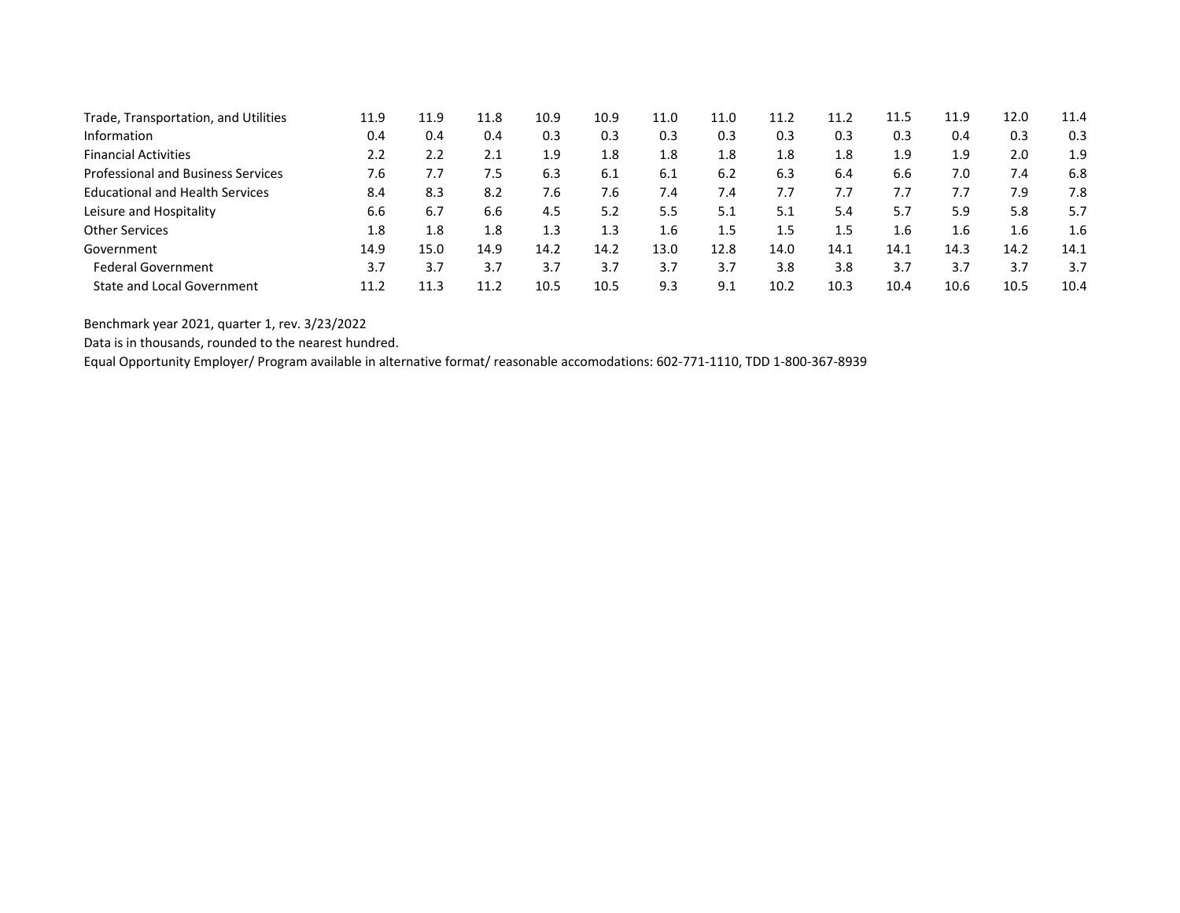| | | | | | | | | | | | | | |
|---|---|---|---|---|---|---|---|---|---|---|---|---|---|
| Trade, Transportation, and Utilities | 11.9 | 11.9 | 11.8 | 10.9 | 10.9 | 11.0 | 11.0 | 11.2 | 11.2 | 11.5 | 11.9 | 12.0 | 11.4 |
| Information | 0.4 | 0.4 | 0.4 | 0.3 | 0.3 | 0.3 | 0.3 | 0.3 | 0.3 | 0.3 | 0.4 | 0.3 | 0.3 |
| Financial Activities | 2.2 | 2.2 | 2.1 | 1.9 | 1.8 | 1.8 | 1.8 | 1.8 | 1.8 | 1.9 | 1.9 | 2.0 | 1.9 |
| Professional and Business Services | 7.6 | 7.7 | 7.5 | 6.3 | 6.1 | 6.1 | 6.2 | 6.3 | 6.4 | 6.6 | 7.0 | 7.4 | 6.8 |
| Educational and Health Services | 8.4 | 8.3 | 8.2 | 7.6 | 7.6 | 7.4 | 7.4 | 7.7 | 7.7 | 7.7 | 7.7 | 7.9 | 7.8 |
| Leisure and Hospitality | 6.6 | 6.7 | 6.6 | 4.5 | 5.2 | 5.5 | 5.1 | 5.1 | 5.4 | 5.7 | 5.9 | 5.8 | 5.7 |
| Other Services | 1.8 | 1.8 | 1.8 | 1.3 | 1.3 | 1.6 | 1.5 | 1.5 | 1.5 | 1.6 | 1.6 | 1.6 | 1.6 |
| Government | 14.9 | 15.0 | 14.9 | 14.2 | 14.2 | 13.0 | 12.8 | 14.0 | 14.1 | 14.1 | 14.3 | 14.2 | 14.1 |
| Federal Government | 3.7 | 3.7 | 3.7 | 3.7 | 3.7 | 3.7 | 3.7 | 3.8 | 3.8 | 3.7 | 3.7 | 3.7 | 3.7 |
| State and Local Government | 11.2 | 11.3 | 11.2 | 10.5 | 10.5 | 9.3 | 9.1 | 10.2 | 10.3 | 10.4 | 10.6 | 10.5 | 10.4 |

Benchmark year 2021, quarter 1, rev. 3/23/2022

Data is in thousands, rounded to the nearest hundred.

Equal Opportunity Employer/ Program available in alternative format/ reasonable accomodations: 602-771-1110, TDD 1-800-367-8939